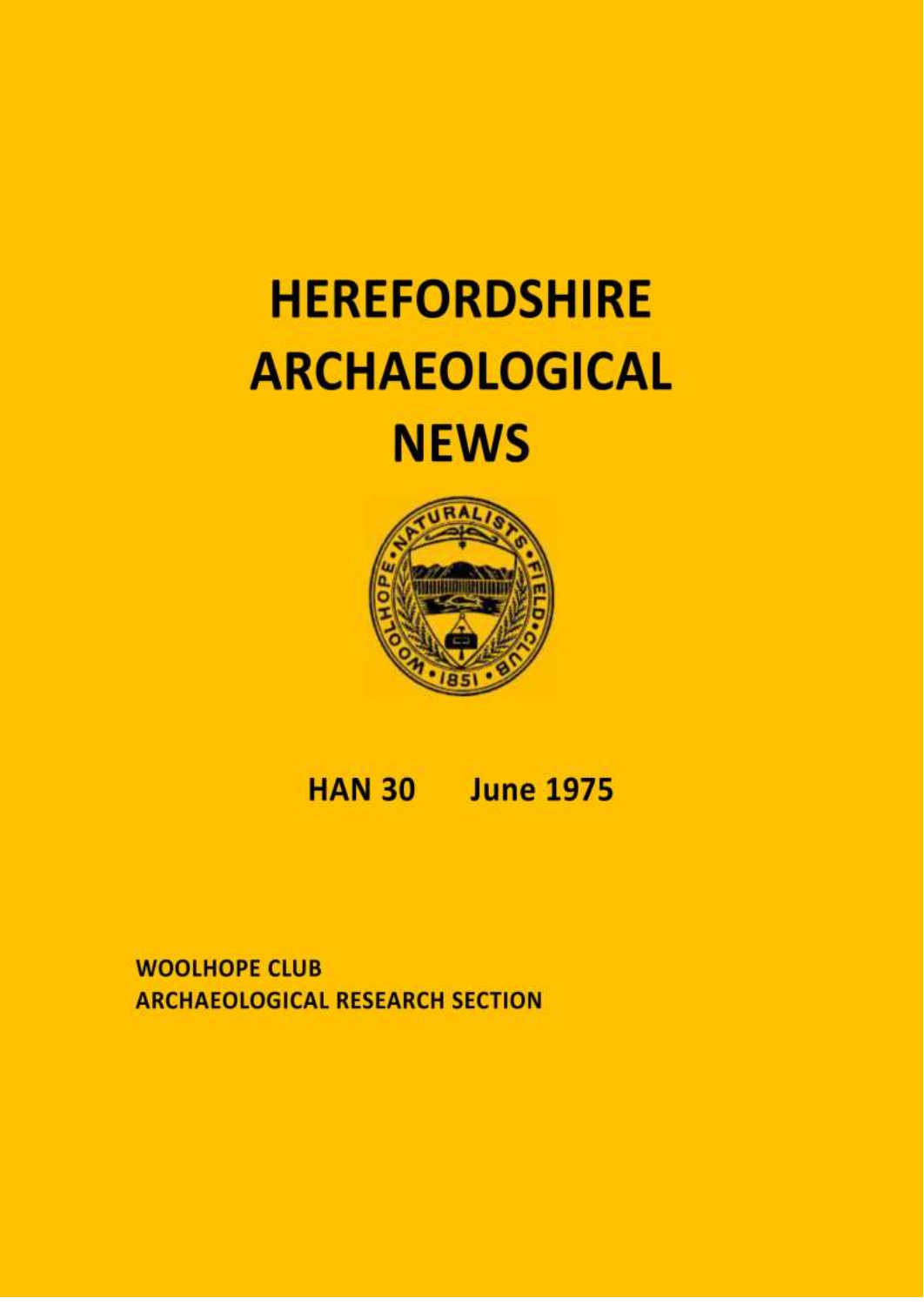# HEREFORDSHIRE ARCHAEOLOGICAL NEWS

**HAN 30 June 1975**

**WOOLHOPE CLUB**
**ARCHAEOLOGICAL RESEARCH SECTION**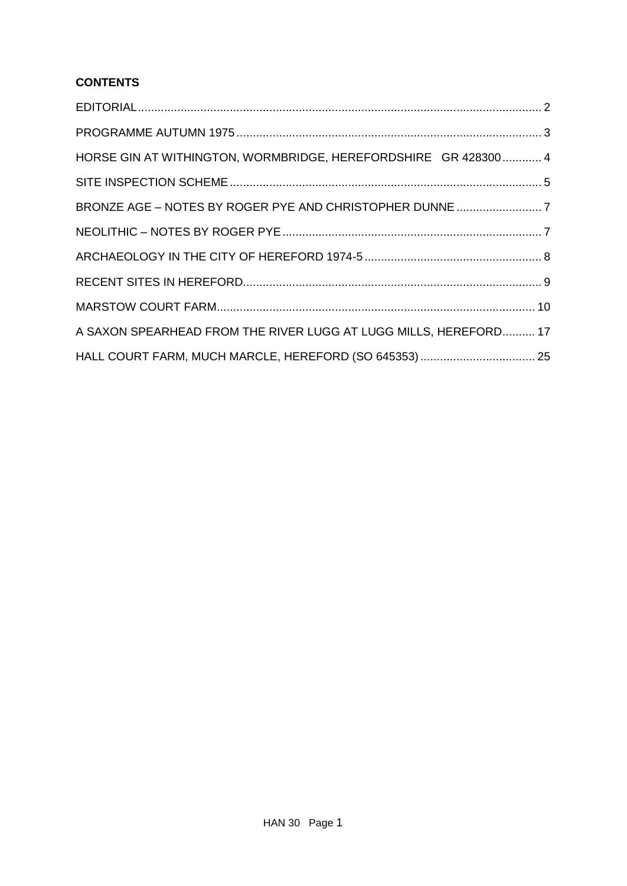**CONTENTS**

EDITORIAL .......... 2

PROGRAMME AUTUMN 1975 .......... 3

HORSE GIN AT WITHINGTON, WORMBRIDGE, HEREFORDSHIRE GR 428300 .......... 4

SITE INSPECTION SCHEME .......... 5

BRONZE AGE – NOTES BY ROGER PYE AND CHRISTOPHER DUNNE .......... 7

NEOLITHIC – NOTES BY ROGER PYE .......... 7

ARCHAEOLOGY IN THE CITY OF HEREFORD 1974-5 .......... 8

RECENT SITES IN HEREFORD .......... 9

MARSTOW COURT FARM .......... 10

A SAXON SPEARHEAD FROM THE RIVER LUGG AT LUGG MILLS, HEREFORD .......... 17

HALL COURT FARM, MUCH MARCLE, HEREFORD (SO 645353) .......... 25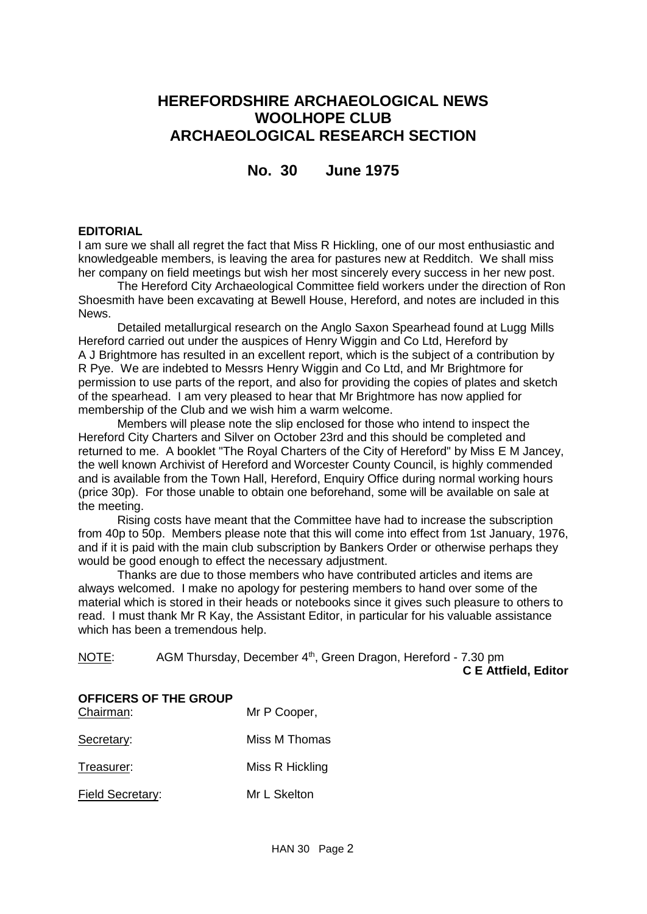# HEREFORDSHIRE ARCHAEOLOGICAL NEWS
# WOOLHOPE CLUB
# ARCHAEOLOGICAL RESEARCH SECTION

## No. 30 June 1975

### EDITORIAL

I am sure we shall all regret the fact that Miss R Hickling, one of our most enthusiastic and knowledgeable members, is leaving the area for pastures new at Redditch. We shall miss her company on field meetings but wish her most sincerely every success in her new post.

The Hereford City Archaeological Committee field workers under the direction of Ron Shoesmith have been excavating at Bewell House, Hereford, and notes are included in this News.

Detailed metallurgical research on the Anglo Saxon Spearhead found at Lugg Mills Hereford carried out under the auspices of Henry Wiggin and Co Ltd, Hereford by A J Brightmore has resulted in an excellent report, which is the subject of a contribution by R Pye. We are indebted to Messrs Henry Wiggin and Co Ltd, and Mr Brightmore for permission to use parts of the report, and also for providing the copies of plates and sketch of the spearhead. I am very pleased to hear that Mr Brightmore has now applied for membership of the Club and we wish him a warm welcome.

Members will please note the slip enclosed for those who intend to inspect the Hereford City Charters and Silver on October 23rd and this should be completed and returned to me. A booklet "The Royal Charters of the City of Hereford" by Miss E M Jancey, the well known Archivist of Hereford and Worcester County Council, is highly commended and is available from the Town Hall, Hereford, Enquiry Office during normal working hours (price 30p). For those unable to obtain one beforehand, some will be available on sale at the meeting.

Rising costs have meant that the Committee have had to increase the subscription from 40p to 50p. Members please note that this will come into effect from 1st January, 1976, and if it is paid with the main club subscription by Bankers Order or otherwise perhaps they would be good enough to effect the necessary adjustment.

Thanks are due to those members who have contributed articles and items are always welcomed. I make no apology for pestering members to hand over some of the material which is stored in their heads or notebooks since it gives such pleasure to others to read. I must thank Mr R Kay, the Assistant Editor, in particular for his valuable assistance which has been a tremendous help.

NOTE: AGM Thursday, December 4th, Green Dragon, Hereford - 7.30 pm

**C E Attfield, Editor**

### OFFICERS OF THE GROUP

Chairman: Mr P Cooper,

Secretary: Miss M Thomas

Treasurer: Miss R Hickling

Field Secretary: Mr L Skelton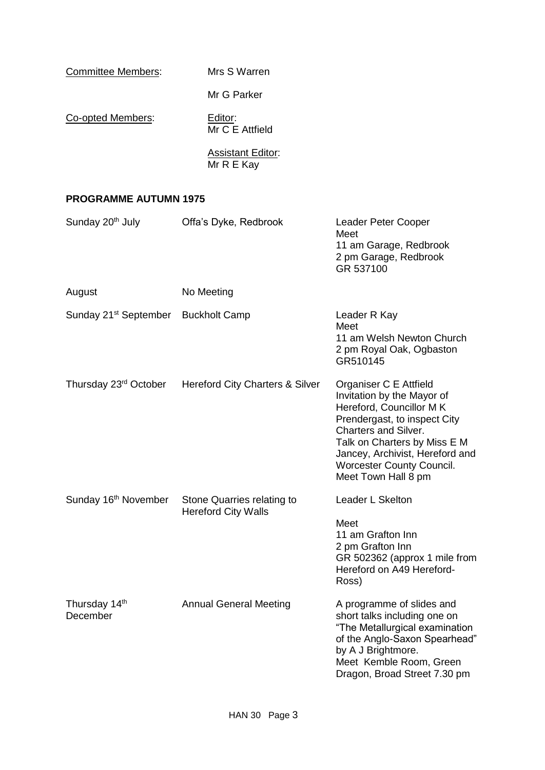Committee Members: Mrs S Warren

Mr G Parker

Co-opted Members: Editor: Mr C E Attfield

Assistant Editor: Mr R E Kay

**PROGRAMME AUTUMN 1975**

| | | |
|---|---|---|
| Sunday 20th July | Offa's Dyke, Redbrook | Leader Peter Cooper<br>Meet<br>11 am Garage, Redbrook<br>2 pm Garage, Redbrook<br>GR 537100 |
| August | No Meeting | |
| Sunday 21st September | Buckholt Camp | Leader R Kay<br>Meet<br>11 am Welsh Newton Church<br>2 pm Royal Oak, Ogbaston<br>GR510145 |
| Thursday 23rd October | Hereford City Charters & Silver | Organiser C E Attfield<br>Invitation by the Mayor of Hereford, Councillor M K Prendergast, to inspect City Charters and Silver.<br>Talk on Charters by Miss E M Jancey, Archivist, Hereford and Worcester County Council.<br>Meet Town Hall 8 pm |
| Sunday 16th November | Stone Quarries relating to Hereford City Walls | Leader L Skelton<br>Meet<br>11 am Grafton Inn<br>2 pm Grafton Inn<br>GR 502362 (approx 1 mile from Hereford on A49 Hereford-Ross) |
| Thursday 14th December | Annual General Meeting | A programme of slides and short talks including one on "The Metallurgical examination of the Anglo-Saxon Spearhead" by A J Brightmore.<br>Meet Kemble Room, Green Dragon, Broad Street 7.30 pm |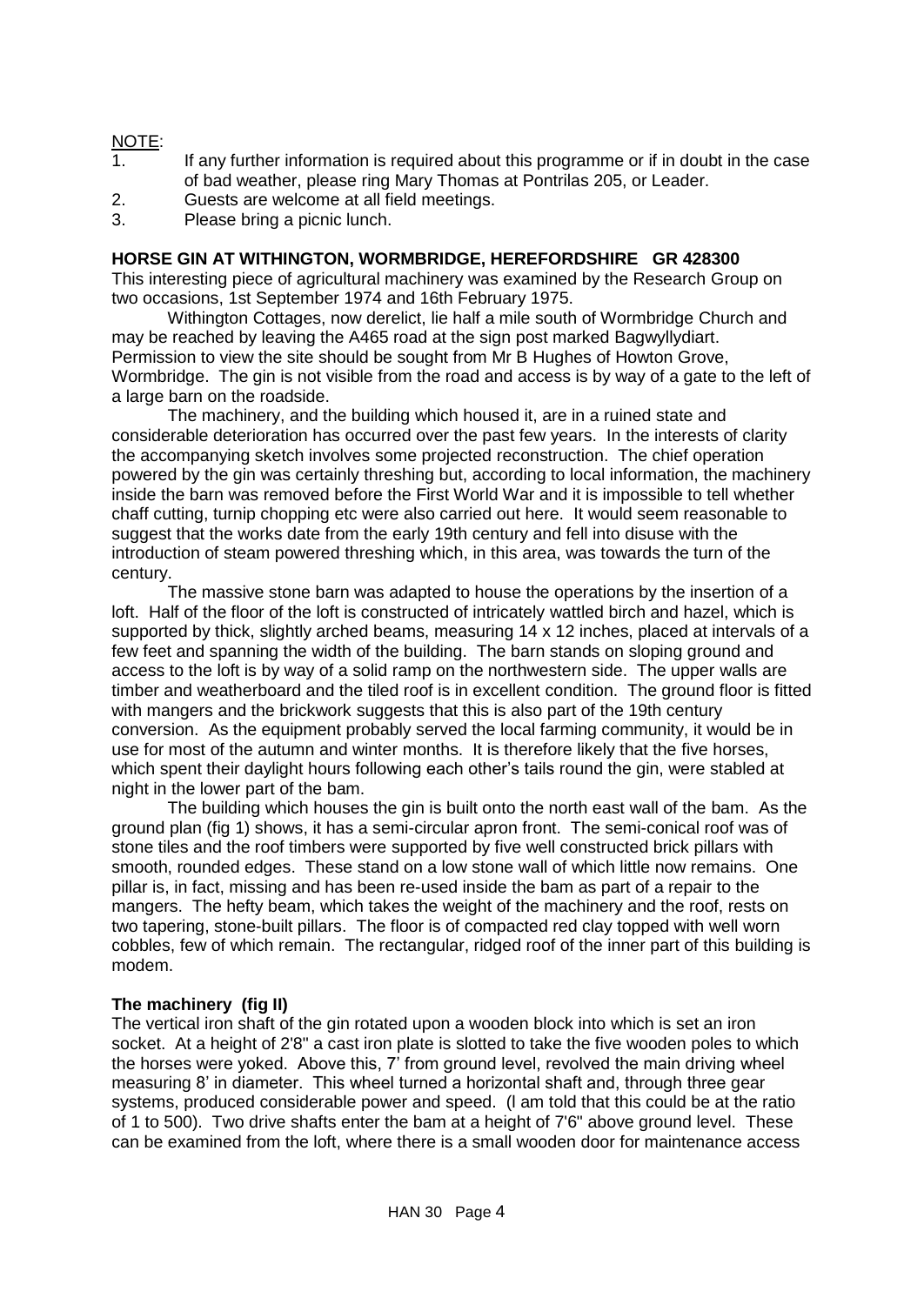NOTE:

1. If any further information is required about this programme or if in doubt in the case of bad weather, please ring Mary Thomas at Pontrilas 205, or Leader.
2. Guests are welcome at all field meetings.
3. Please bring a picnic lunch.

**HORSE GIN AT WITHINGTON, WORMBRIDGE, HEREFORDSHIRE GR 428300**

This interesting piece of agricultural machinery was examined by the Research Group on two occasions, 1st September 1974 and 16th February 1975.

Withington Cottages, now derelict, lie half a mile south of Wormbridge Church and may be reached by leaving the A465 road at the sign post marked Bagwyllydiart. Permission to view the site should be sought from Mr B Hughes of Howton Grove, Wormbridge. The gin is not visible from the road and access is by way of a gate to the left of a large barn on the roadside.

The machinery, and the building which housed it, are in a ruined state and considerable deterioration has occurred over the past few years. In the interests of clarity the accompanying sketch involves some projected reconstruction. The chief operation powered by the gin was certainly threshing but, according to local information, the machinery inside the barn was removed before the First World War and it is impossible to tell whether chaff cutting, turnip chopping etc were also carried out here. It would seem reasonable to suggest that the works date from the early 19th century and fell into disuse with the introduction of steam powered threshing which, in this area, was towards the turn of the century.

The massive stone barn was adapted to house the operations by the insertion of a loft. Half of the floor of the loft is constructed of intricately wattled birch and hazel, which is supported by thick, slightly arched beams, measuring 14 x 12 inches, placed at intervals of a few feet and spanning the width of the building. The barn stands on sloping ground and access to the loft is by way of a solid ramp on the northwestern side. The upper walls are timber and weatherboard and the tiled roof is in excellent condition. The ground floor is fitted with mangers and the brickwork suggests that this is also part of the 19th century conversion. As the equipment probably served the local farming community, it would be in use for most of the autumn and winter months. It is therefore likely that the five horses, which spent their daylight hours following each other's tails round the gin, were stabled at night in the lower part of the bam.

The building which houses the gin is built onto the north east wall of the bam. As the ground plan (fig 1) shows, it has a semi-circular apron front. The semi-conical roof was of stone tiles and the roof timbers were supported by five well constructed brick pillars with smooth, rounded edges. These stand on a low stone wall of which little now remains. One pillar is, in fact, missing and has been re-used inside the bam as part of a repair to the mangers. The hefty beam, which takes the weight of the machinery and the roof, rests on two tapering, stone-built pillars. The floor is of compacted red clay topped with well worn cobbles, few of which remain. The rectangular, ridged roof of the inner part of this building is modem.

**The machinery (fig II)**

The vertical iron shaft of the gin rotated upon a wooden block into which is set an iron socket. At a height of 2'8" a cast iron plate is slotted to take the five wooden poles to which the horses were yoked. Above this, 7' from ground level, revolved the main driving wheel measuring 8' in diameter. This wheel turned a horizontal shaft and, through three gear systems, produced considerable power and speed. (I am told that this could be at the ratio of 1 to 500). Two drive shafts enter the bam at a height of 7'6" above ground level. These can be examined from the loft, where there is a small wooden door for maintenance access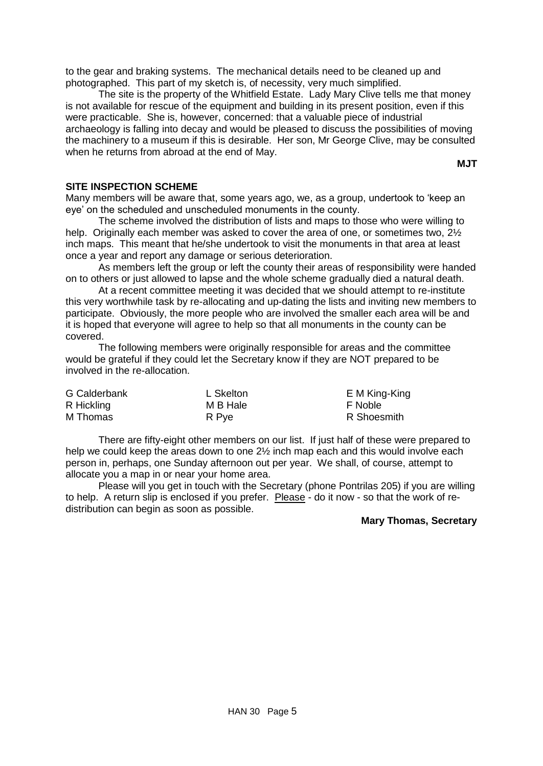to the gear and braking systems. The mechanical details need to be cleaned up and photographed. This part of my sketch is, of necessity, very much simplified.

The site is the property of the Whitfield Estate. Lady Mary Clive tells me that money is not available for rescue of the equipment and building in its present position, even if this were practicable. She is, however, concerned: that a valuable piece of industrial archaeology is falling into decay and would be pleased to discuss the possibilities of moving the machinery to a museum if this is desirable. Her son, Mr George Clive, may be consulted when he returns from abroad at the end of May.

**MJT**

## SITE INSPECTION SCHEME

Many members will be aware that, some years ago, we, as a group, undertook to 'keep an eye' on the scheduled and unscheduled monuments in the county.

The scheme involved the distribution of lists and maps to those who were willing to help. Originally each member was asked to cover the area of one, or sometimes two, 2½ inch maps. This meant that he/she undertook to visit the monuments in that area at least once a year and report any damage or serious deterioration.

As members left the group or left the county their areas of responsibility were handed on to others or just allowed to lapse and the whole scheme gradually died a natural death.

At a recent committee meeting it was decided that we should attempt to re-institute this very worthwhile task by re-allocating and up-dating the lists and inviting new members to participate. Obviously, the more people who are involved the smaller each area will be and it is hoped that everyone will agree to help so that all monuments in the county can be covered.

The following members were originally responsible for areas and the committee would be grateful if they could let the Secretary know if they are NOT prepared to be involved in the re-allocation.

| | | |
|---|---|---|
| G Calderbank | L Skelton | E M King-King |
| R Hickling | M B Hale | F Noble |
| M Thomas | R Pye | R Shoesmith |

There are fifty-eight other members on our list. If just half of these were prepared to help we could keep the areas down to one 2½ inch map each and this would involve each person in, perhaps, one Sunday afternoon out per year. We shall, of course, attempt to allocate you a map in or near your home area.

Please will you get in touch with the Secretary (phone Pontrilas 205) if you are willing to help. A return slip is enclosed if you prefer. Please - do it now - so that the work of re-distribution can begin as soon as possible.

**Mary Thomas, Secretary**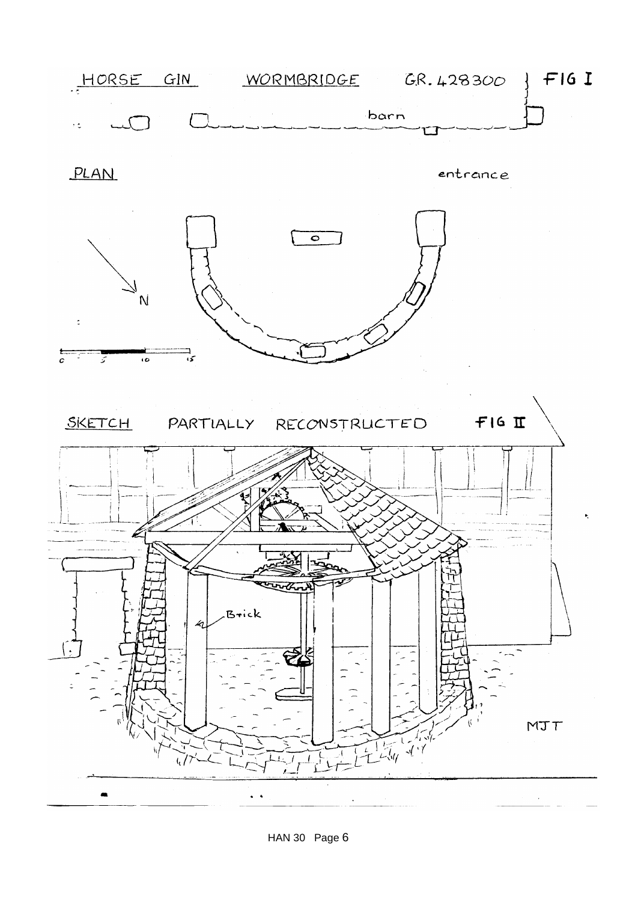HORSE GIN WORMBRIDGE G.R. 428300 FIG I

barn

PLAN

entrance

N

0 5 10 15

SKETCH PARTIALLY RECONSTRUCTED FIG II

Brick

MJT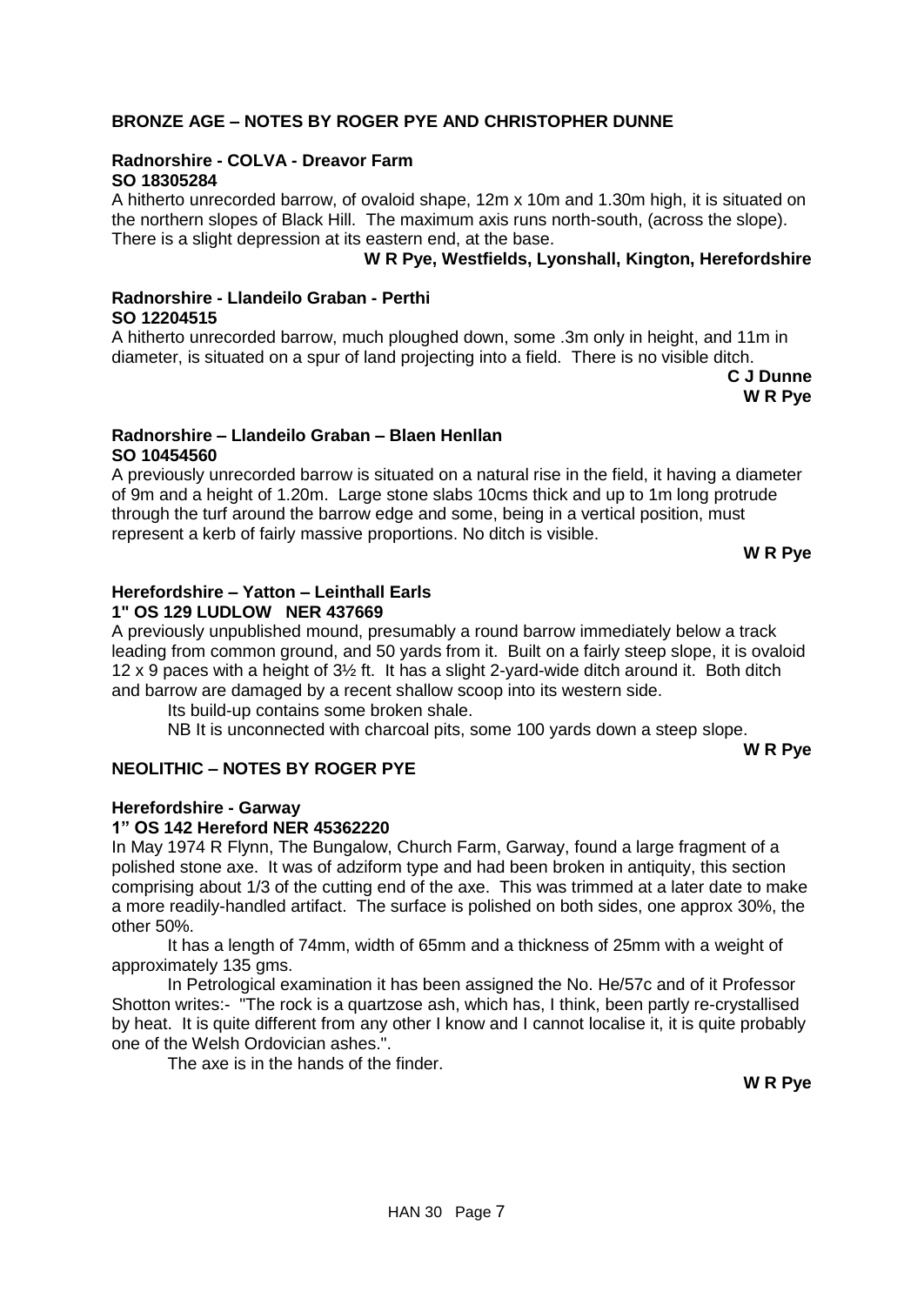## BRONZE AGE – NOTES BY ROGER PYE AND CHRISTOPHER DUNNE

### Radnorshire - COLVA - Dreavor Farm
**SO 18305284**

A hitherto unrecorded barrow, of ovaloid shape, 12m x 10m and 1.30m high, it is situated on the northern slopes of Black Hill. The maximum axis runs north-south, (across the slope). There is a slight depression at its eastern end, at the base.

**W R Pye, Westfields, Lyonshall, Kington, Herefordshire**

### Radnorshire - Llandeilo Graban - Perthi
**SO 12204515**

A hitherto unrecorded barrow, much ploughed down, some .3m only in height, and 11m in diameter, is situated on a spur of land projecting into a field. There is no visible ditch.

**C J Dunne**
**W R Pye**

### Radnorshire – Llandeilo Graban – Blaen Henllan
**SO 10454560**

A previously unrecorded barrow is situated on a natural rise in the field, it having a diameter of 9m and a height of 1.20m. Large stone slabs 10cms thick and up to 1m long protrude through the turf around the barrow edge and some, being in a vertical position, must represent a kerb of fairly massive proportions. No ditch is visible.

**W R Pye**

### Herefordshire – Yatton – Leinthall Earls
**1" OS 129 LUDLOW NER 437669**

A previously unpublished mound, presumably a round barrow immediately below a track leading from common ground, and 50 yards from it. Built on a fairly steep slope, it is ovaloid 12 x 9 paces with a height of 3½ ft. It has a slight 2-yard-wide ditch around it. Both ditch and barrow are damaged by a recent shallow scoop into its western side.

Its build-up contains some broken shale.

NB It is unconnected with charcoal pits, some 100 yards down a steep slope.

**W R Pye**

## NEOLITHIC – NOTES BY ROGER PYE

### Herefordshire - Garway
**1" OS 142 Hereford NER 45362220**

In May 1974 R Flynn, The Bungalow, Church Farm, Garway, found a large fragment of a polished stone axe. It was of adziform type and had been broken in antiquity, this section comprising about 1/3 of the cutting end of the axe. This was trimmed at a later date to make a more readily-handled artifact. The surface is polished on both sides, one approx 30%, the other 50%.

It has a length of 74mm, width of 65mm and a thickness of 25mm with a weight of approximately 135 gms.

In Petrological examination it has been assigned the No. He/57c and of it Professor Shotton writes:- "The rock is a quartzose ash, which has, I think, been partly re-crystallised by heat. It is quite different from any other I know and I cannot localise it, it is quite probably one of the Welsh Ordovician ashes.".

The axe is in the hands of the finder.

**W R Pye**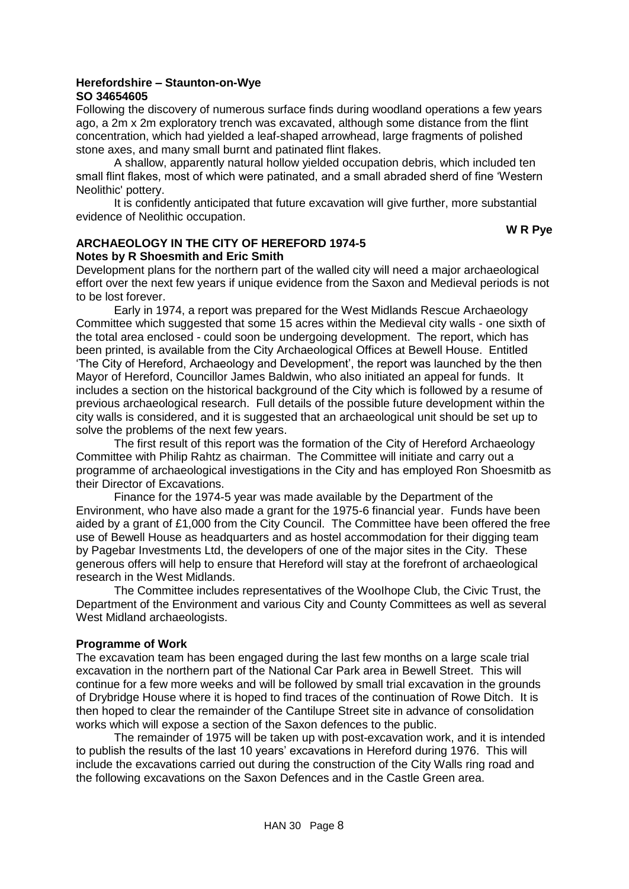**Herefordshire – Staunton-on-Wye**
**SO 34654605**

Following the discovery of numerous surface finds during woodland operations a few years ago, a 2m x 2m exploratory trench was excavated, although some distance from the flint concentration, which had yielded a leaf-shaped arrowhead, large fragments of polished stone axes, and many small burnt and patinated flint flakes.

A shallow, apparently natural hollow yielded occupation debris, which included ten small flint flakes, most of which were patinated, and a small abraded sherd of fine 'Western Neolithic' pottery.

It is confidently anticipated that future excavation will give further, more substantial evidence of Neolithic occupation.

**W R Pye**

**ARCHAEOLOGY IN THE CITY OF HEREFORD 1974-5**
**Notes by R Shoesmith and Eric Smith**

Development plans for the northern part of the walled city will need a major archaeological effort over the next few years if unique evidence from the Saxon and Medieval periods is not to be lost forever.

Early in 1974, a report was prepared for the West Midlands Rescue Archaeology Committee which suggested that some 15 acres within the Medieval city walls - one sixth of the total area enclosed - could soon be undergoing development. The report, which has been printed, is available from the City Archaeological Offices at Bewell House. Entitled 'The City of Hereford, Archaeology and Development', the report was launched by the then Mayor of Hereford, Councillor James Baldwin, who also initiated an appeal for funds. It includes a section on the historical background of the City which is followed by a resume of previous archaeological research. Full details of the possible future development within the city walls is considered, and it is suggested that an archaeological unit should be set up to solve the problems of the next few years.

The first result of this report was the formation of the City of Hereford Archaeology Committee with Philip Rahtz as chairman. The Committee will initiate and carry out a programme of archaeological investigations in the City and has employed Ron Shoesmitb as their Director of Excavations.

Finance for the 1974-5 year was made available by the Department of the Environment, who have also made a grant for the 1975-6 financial year. Funds have been aided by a grant of £1,000 from the City Council. The Committee have been offered the free use of Bewell House as headquarters and as hostel accommodation for their digging team by Pagebar Investments Ltd, the developers of one of the major sites in the City. These generous offers will help to ensure that Hereford will stay at the forefront of archaeological research in the West Midlands.

The Committee includes representatives of the Woolhope Club, the Civic Trust, the Department of the Environment and various City and County Committees as well as several West Midland archaeologists.

**Programme of Work**

The excavation team has been engaged during the last few months on a large scale trial excavation in the northern part of the National Car Park area in Bewell Street. This will continue for a few more weeks and will be followed by small trial excavation in the grounds of Drybridge House where it is hoped to find traces of the continuation of Rowe Ditch. It is then hoped to clear the remainder of the Cantilupe Street site in advance of consolidation works which will expose a section of the Saxon defences to the public.

The remainder of 1975 will be taken up with post-excavation work, and it is intended to publish the results of the last 10 years' excavations in Hereford during 1976. This will include the excavations carried out during the construction of the City Walls ring road and the following excavations on the Saxon Defences and in the Castle Green area.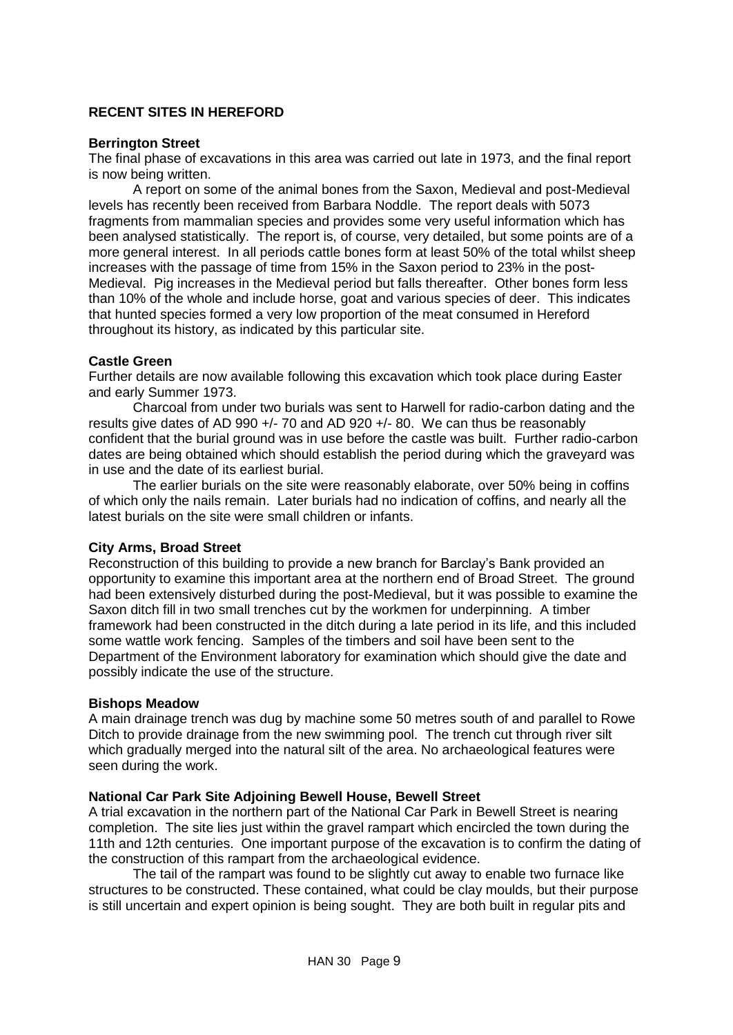## RECENT SITES IN HEREFORD

### Berrington Street

The final phase of excavations in this area was carried out late in 1973, and the final report is now being written.

A report on some of the animal bones from the Saxon, Medieval and post-Medieval levels has recently been received from Barbara Noddle. The report deals with 5073 fragments from mammalian species and provides some very useful information which has been analysed statistically. The report is, of course, very detailed, but some points are of a more general interest. In all periods cattle bones form at least 50% of the total whilst sheep increases with the passage of time from 15% in the Saxon period to 23% in the post-Medieval. Pig increases in the Medieval period but falls thereafter. Other bones form less than 10% of the whole and include horse, goat and various species of deer. This indicates that hunted species formed a very low proportion of the meat consumed in Hereford throughout its history, as indicated by this particular site.

### Castle Green

Further details are now available following this excavation which took place during Easter and early Summer 1973.

Charcoal from under two burials was sent to Harwell for radio-carbon dating and the results give dates of AD 990 +/- 70 and AD 920 +/- 80. We can thus be reasonably confident that the burial ground was in use before the castle was built. Further radio-carbon dates are being obtained which should establish the period during which the graveyard was in use and the date of its earliest burial.

The earlier burials on the site were reasonably elaborate, over 50% being in coffins of which only the nails remain. Later burials had no indication of coffins, and nearly all the latest burials on the site were small children or infants.

### City Arms, Broad Street

Reconstruction of this building to provide a new branch for Barclay's Bank provided an opportunity to examine this important area at the northern end of Broad Street. The ground had been extensively disturbed during the post-Medieval, but it was possible to examine the Saxon ditch fill in two small trenches cut by the workmen for underpinning. A timber framework had been constructed in the ditch during a late period in its life, and this included some wattle work fencing. Samples of the timbers and soil have been sent to the Department of the Environment laboratory for examination which should give the date and possibly indicate the use of the structure.

### Bishops Meadow

A main drainage trench was dug by machine some 50 metres south of and parallel to Rowe Ditch to provide drainage from the new swimming pool. The trench cut through river silt which gradually merged into the natural silt of the area. No archaeological features were seen during the work.

### National Car Park Site Adjoining Bewell House, Bewell Street

A trial excavation in the northern part of the National Car Park in Bewell Street is nearing completion. The site lies just within the gravel rampart which encircled the town during the 11th and 12th centuries. One important purpose of the excavation is to confirm the dating of the construction of this rampart from the archaeological evidence.

The tail of the rampart was found to be slightly cut away to enable two furnace like structures to be constructed. These contained, what could be clay moulds, but their purpose is still uncertain and expert opinion is being sought. They are both built in regular pits and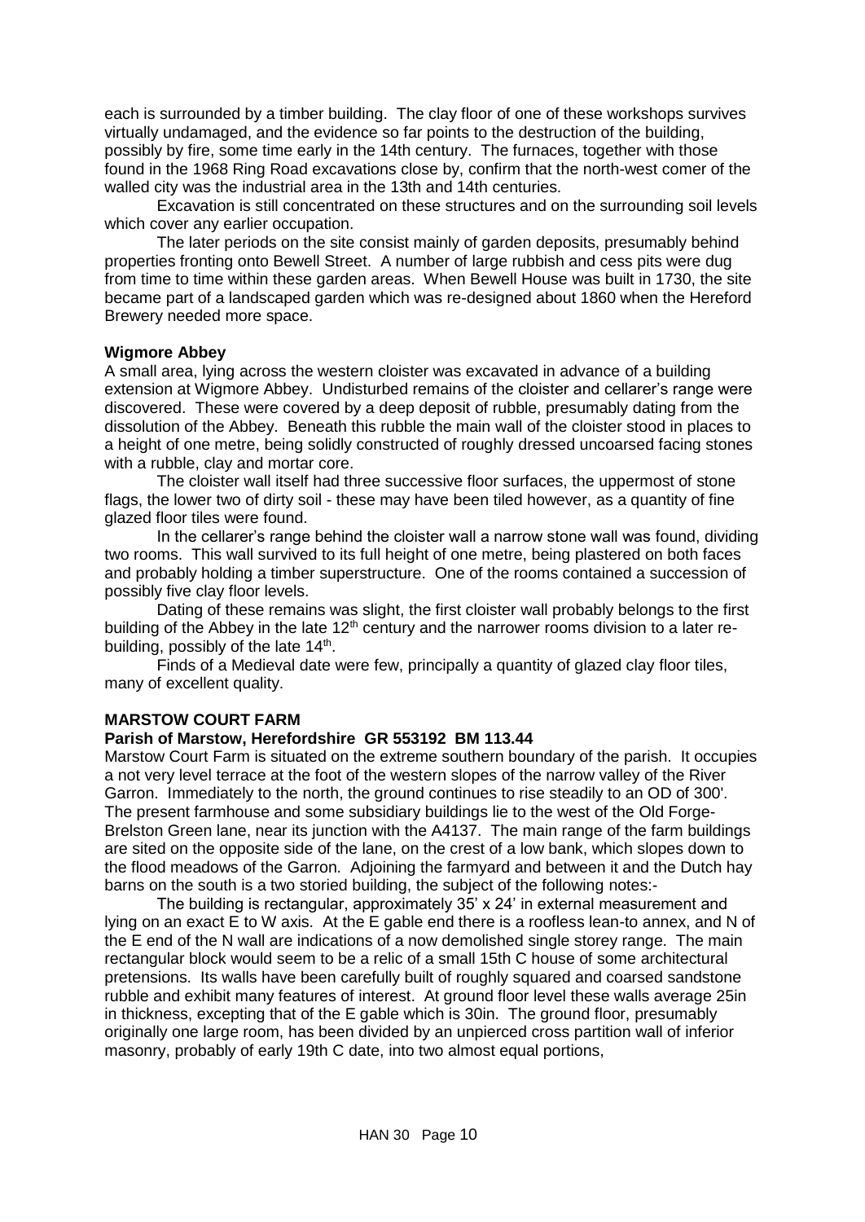each is surrounded by a timber building. The clay floor of one of these workshops survives virtually undamaged, and the evidence so far points to the destruction of the building, possibly by fire, some time early in the 14th century. The furnaces, together with those found in the 1968 Ring Road excavations close by, confirm that the north-west comer of the walled city was the industrial area in the 13th and 14th centuries.

Excavation is still concentrated on these structures and on the surrounding soil levels which cover any earlier occupation.

The later periods on the site consist mainly of garden deposits, presumably behind properties fronting onto Bewell Street. A number of large rubbish and cess pits were dug from time to time within these garden areas. When Bewell House was built in 1730, the site became part of a landscaped garden which was re-designed about 1860 when the Hereford Brewery needed more space.

**Wigmore Abbey**

A small area, lying across the western cloister was excavated in advance of a building extension at Wigmore Abbey. Undisturbed remains of the cloister and cellarer's range were discovered. These were covered by a deep deposit of rubble, presumably dating from the dissolution of the Abbey. Beneath this rubble the main wall of the cloister stood in places to a height of one metre, being solidly constructed of roughly dressed uncoarsed facing stones with a rubble, clay and mortar core.

The cloister wall itself had three successive floor surfaces, the uppermost of stone flags, the lower two of dirty soil - these may have been tiled however, as a quantity of fine glazed floor tiles were found.

In the cellarer's range behind the cloister wall a narrow stone wall was found, dividing two rooms. This wall survived to its full height of one metre, being plastered on both faces and probably holding a timber superstructure. One of the rooms contained a succession of possibly five clay floor levels.

Dating of these remains was slight, the first cloister wall probably belongs to the first building of the Abbey in the late 12th century and the narrower rooms division to a later re-building, possibly of the late 14th.

Finds of a Medieval date were few, principally a quantity of glazed clay floor tiles, many of excellent quality.

## MARSTOW COURT FARM

**Parish of Marstow, Herefordshire GR 553192 BM 113.44**

Marstow Court Farm is situated on the extreme southern boundary of the parish. It occupies a not very level terrace at the foot of the western slopes of the narrow valley of the River Garron. Immediately to the north, the ground continues to rise steadily to an OD of 300'. The present farmhouse and some subsidiary buildings lie to the west of the Old Forge-Brelston Green lane, near its junction with the A4137. The main range of the farm buildings are sited on the opposite side of the lane, on the crest of a low bank, which slopes down to the flood meadows of the Garron. Adjoining the farmyard and between it and the Dutch hay barns on the south is a two storied building, the subject of the following notes:-

The building is rectangular, approximately 35' x 24' in external measurement and lying on an exact E to W axis. At the E gable end there is a roofless lean-to annex, and N of the E end of the N wall are indications of a now demolished single storey range. The main rectangular block would seem to be a relic of a small 15th C house of some architectural pretensions. Its walls have been carefully built of roughly squared and coarsed sandstone rubble and exhibit many features of interest. At ground floor level these walls average 25in in thickness, excepting that of the E gable which is 30in. The ground floor, presumably originally one large room, has been divided by an unpierced cross partition wall of inferior masonry, probably of early 19th C date, into two almost equal portions,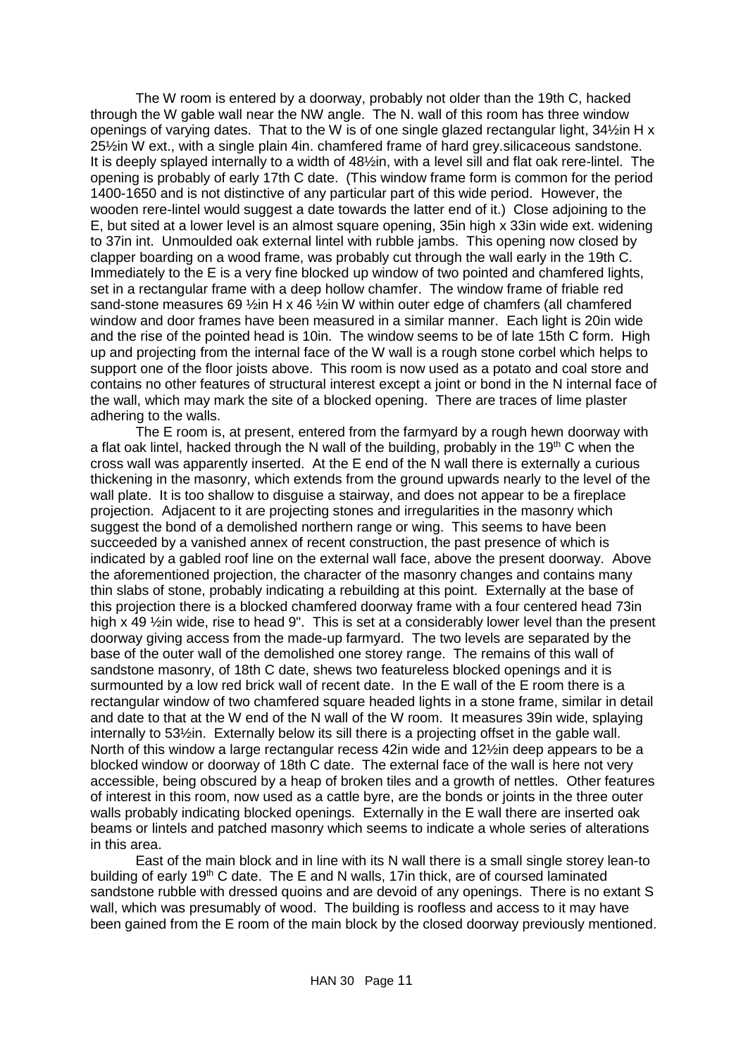The W room is entered by a doorway, probably not older than the 19th C, hacked through the W gable wall near the NW angle. The N. wall of this room has three window openings of varying dates. That to the W is of one single glazed rectangular light, 34½in H x 25½in W ext., with a single plain 4in. chamfered frame of hard grey.silicaceous sandstone. It is deeply splayed internally to a width of 48½in, with a level sill and flat oak rere-lintel. The opening is probably of early 17th C date. (This window frame form is common for the period 1400-1650 and is not distinctive of any particular part of this wide period. However, the wooden rere-lintel would suggest a date towards the latter end of it.) Close adjoining to the E, but sited at a lower level is an almost square opening, 35in high x 33in wide ext. widening to 37in int. Unmoulded oak external lintel with rubble jambs. This opening now closed by clapper boarding on a wood frame, was probably cut through the wall early in the 19th C. Immediately to the E is a very fine blocked up window of two pointed and chamfered lights, set in a rectangular frame with a deep hollow chamfer. The window frame of friable red sand-stone measures 69 ½in H x 46 ½in W within outer edge of chamfers (all chamfered window and door frames have been measured in a similar manner. Each light is 20in wide and the rise of the pointed head is 10in. The window seems to be of late 15th C form. High up and projecting from the internal face of the W wall is a rough stone corbel which helps to support one of the floor joists above. This room is now used as a potato and coal store and contains no other features of structural interest except a joint or bond in the N internal face of the wall, which may mark the site of a blocked opening. There are traces of lime plaster adhering to the walls.

The E room is, at present, entered from the farmyard by a rough hewn doorway with a flat oak lintel, hacked through the N wall of the building, probably in the 19th C when the cross wall was apparently inserted. At the E end of the N wall there is externally a curious thickening in the masonry, which extends from the ground upwards nearly to the level of the wall plate. It is too shallow to disguise a stairway, and does not appear to be a fireplace projection. Adjacent to it are projecting stones and irregularities in the masonry which suggest the bond of a demolished northern range or wing. This seems to have been succeeded by a vanished annex of recent construction, the past presence of which is indicated by a gabled roof line on the external wall face, above the present doorway. Above the aforementioned projection, the character of the masonry changes and contains many thin slabs of stone, probably indicating a rebuilding at this point. Externally at the base of this projection there is a blocked chamfered doorway frame with a four centered head 73in high x 49 ½in wide, rise to head 9". This is set at a considerably lower level than the present doorway giving access from the made-up farmyard. The two levels are separated by the base of the outer wall of the demolished one storey range. The remains of this wall of sandstone masonry, of 18th C date, shews two featureless blocked openings and it is surmounted by a low red brick wall of recent date. In the E wall of the E room there is a rectangular window of two chamfered square headed lights in a stone frame, similar in detail and date to that at the W end of the N wall of the W room. It measures 39in wide, splaying internally to 53½in. Externally below its sill there is a projecting offset in the gable wall. North of this window a large rectangular recess 42in wide and 12½in deep appears to be a blocked window or doorway of 18th C date. The external face of the wall is here not very accessible, being obscured by a heap of broken tiles and a growth of nettles. Other features of interest in this room, now used as a cattle byre, are the bonds or joints in the three outer walls probably indicating blocked openings. Externally in the E wall there are inserted oak beams or lintels and patched masonry which seems to indicate a whole series of alterations in this area.

East of the main block and in line with its N wall there is a small single storey lean-to building of early 19th C date. The E and N walls, 17in thick, are of coursed laminated sandstone rubble with dressed quoins and are devoid of any openings. There is no extant S wall, which was presumably of wood. The building is roofless and access to it may have been gained from the E room of the main block by the closed doorway previously mentioned.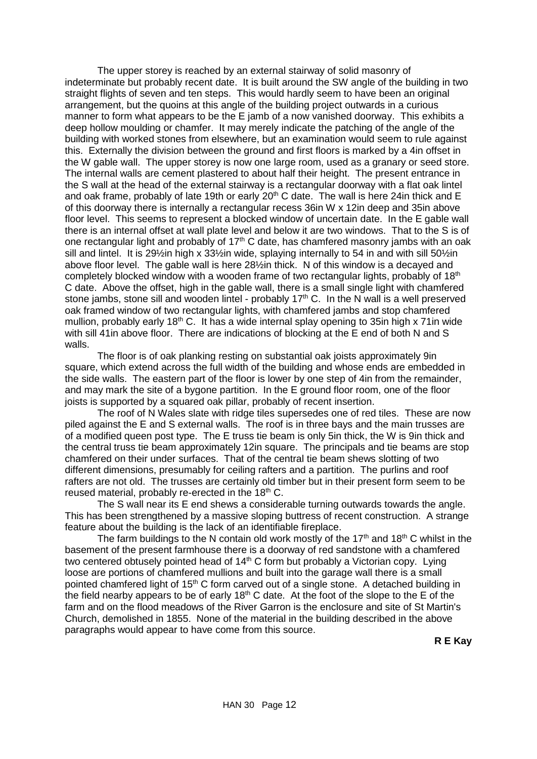The upper storey is reached by an external stairway of solid masonry of indeterminate but probably recent date. It is built around the SW angle of the building in two straight flights of seven and ten steps. This would hardly seem to have been an original arrangement, but the quoins at this angle of the building project outwards in a curious manner to form what appears to be the E jamb of a now vanished doorway. This exhibits a deep hollow moulding or chamfer. It may merely indicate the patching of the angle of the building with worked stones from elsewhere, but an examination would seem to rule against this. Externally the division between the ground and first floors is marked by a 4in offset in the W gable wall. The upper storey is now one large room, used as a granary or seed store. The internal walls are cement plastered to about half their height. The present entrance in the S wall at the head of the external stairway is a rectangular doorway with a flat oak lintel and oak frame, probably of late 19th or early 20th C date. The wall is here 24in thick and E of this doorway there is internally a rectangular recess 36in W x 12in deep and 35in above floor level. This seems to represent a blocked window of uncertain date. In the E gable wall there is an internal offset at wall plate level and below it are two windows. That to the S is of one rectangular light and probably of 17th C date, has chamfered masonry jambs with an oak sill and lintel. It is 29½in high x 33½in wide, splaying internally to 54 in and with sill 50½in above floor level. The gable wall is here 28½in thick. N of this window is a decayed and completely blocked window with a wooden frame of two rectangular lights, probably of 18th C date. Above the offset, high in the gable wall, there is a small single light with chamfered stone jambs, stone sill and wooden lintel - probably 17th C. In the N wall is a well preserved oak framed window of two rectangular lights, with chamfered jambs and stop chamfered mullion, probably early 18th C. It has a wide internal splay opening to 35in high x 71in wide with sill 41in above floor. There are indications of blocking at the E end of both N and S walls.

The floor is of oak planking resting on substantial oak joists approximately 9in square, which extend across the full width of the building and whose ends are embedded in the side walls. The eastern part of the floor is lower by one step of 4in from the remainder, and may mark the site of a bygone partition. In the E ground floor room, one of the floor joists is supported by a squared oak pillar, probably of recent insertion.

The roof of N Wales slate with ridge tiles supersedes one of red tiles. These are now piled against the E and S external walls. The roof is in three bays and the main trusses are of a modified queen post type. The E truss tie beam is only 5in thick, the W is 9in thick and the central truss tie beam approximately 12in square. The principals and tie beams are stop chamfered on their under surfaces. That of the central tie beam shews slotting of two different dimensions, presumably for ceiling rafters and a partition. The purlins and roof rafters are not old. The trusses are certainly old timber but in their present form seem to be reused material, probably re-erected in the 18th C.

The S wall near its E end shews a considerable turning outwards towards the angle. This has been strengthened by a massive sloping buttress of recent construction. A strange feature about the building is the lack of an identifiable fireplace.

The farm buildings to the N contain old work mostly of the 17th and 18th C whilst in the basement of the present farmhouse there is a doorway of red sandstone with a chamfered two centered obtusely pointed head of 14th C form but probably a Victorian copy. Lying loose are portions of chamfered mullions and built into the garage wall there is a small pointed chamfered light of 15th C form carved out of a single stone. A detached building in the field nearby appears to be of early 18th C date. At the foot of the slope to the E of the farm and on the flood meadows of the River Garron is the enclosure and site of St Martin's Church, demolished in 1855. None of the material in the building described in the above paragraphs would appear to have come from this source.

**R E Kay**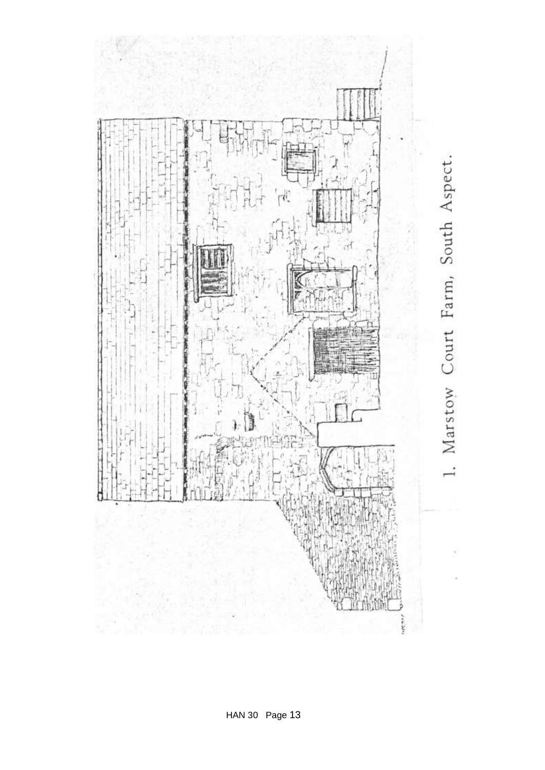1. Marstow Court Farm, South Aspect.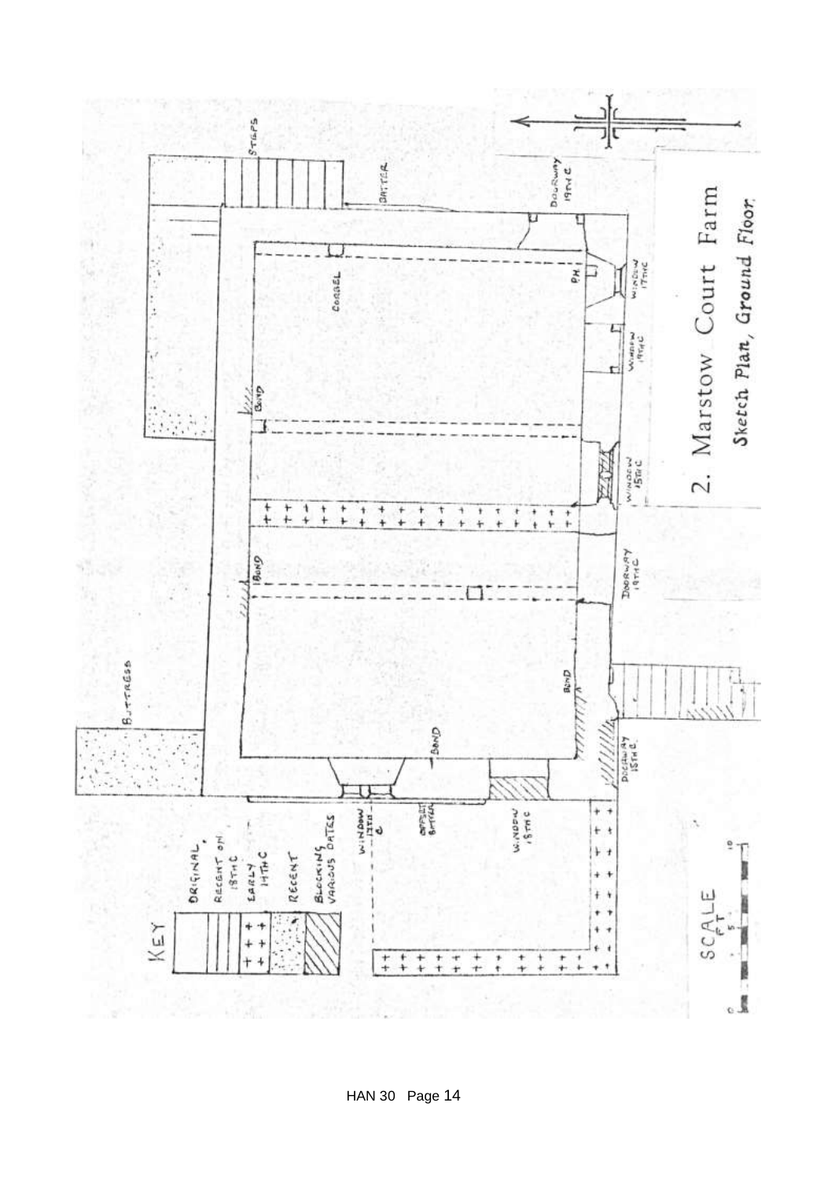2. Marstow Court Farm

*Sketch Plan, Ground Floor.*

KEY

- ORIGINAL
- RECENT ON 18TH C
- EARLY 19TH C
- RECENT
- BLOCKING VARIOUS DATES

STEPS

BATTER

DOORWAY 19TH C

CORBEL

P.H.

WINDOW 17TH C

WINDOW 19TH C

BOND

WINDOW 15TH C

BOND

DOORWAY 19TH C

BUTTRESS

BOND

BOND

DOORWAY 15TH C

WINDOW 17TH C

OFFSET BATTER

WINDOW 15TH C

SCALE FT

0 5 10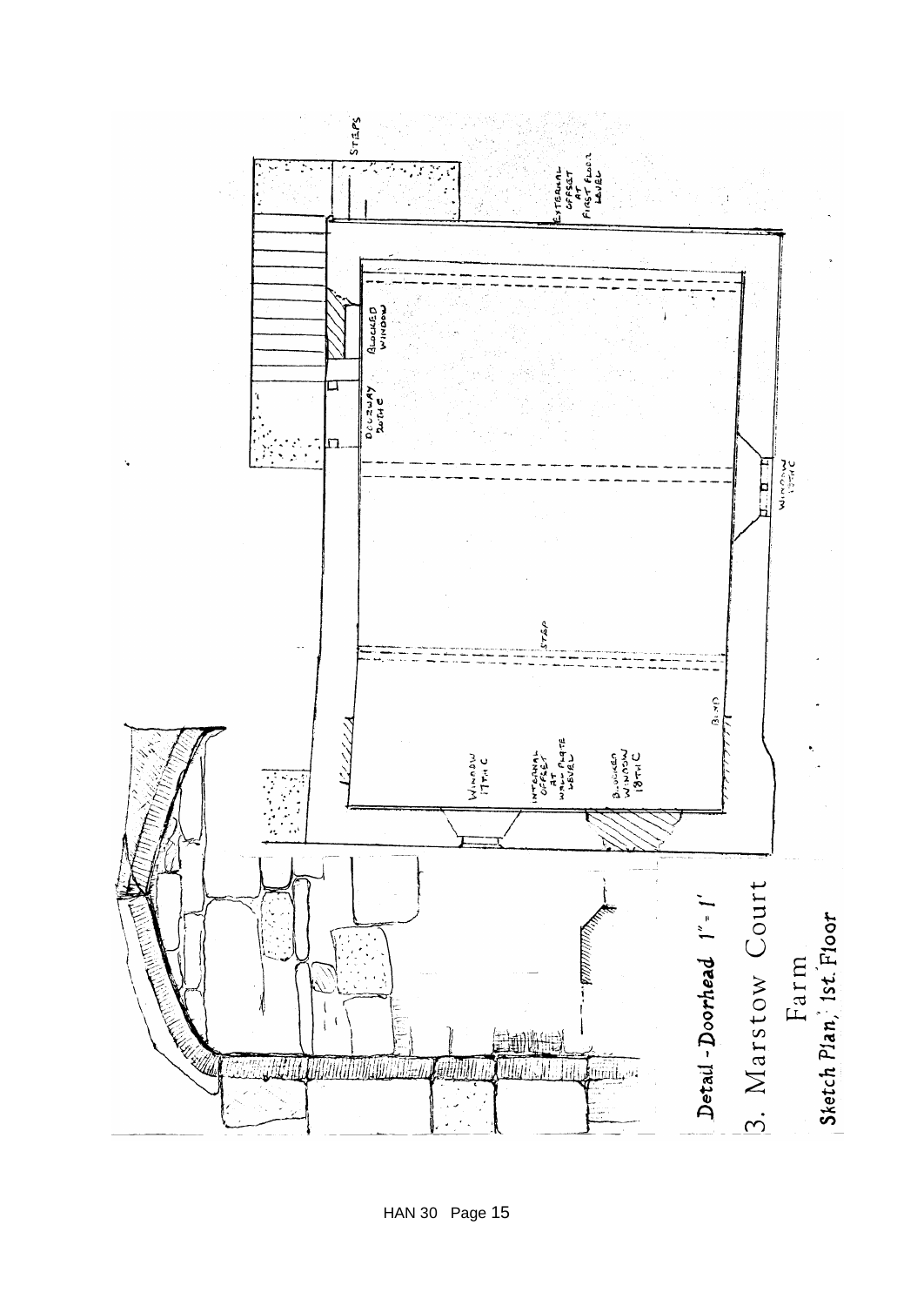Detail - Doorhead 1" = 1'

3. Marstow Court Farm

Sketch Plan, 1st Floor

STEPS

EXTERNAL OFFSET AT FIRST FLOOR LEVEL

BLOCKED WINDOW

DOORWAY 20TH C

WINDOW 17TH C

STEP

BLIND

WINDOW 17TH C

INTERNAL OFFSET AT WALL PLATE LEVEL

BLOCKED WINDOW 18TH C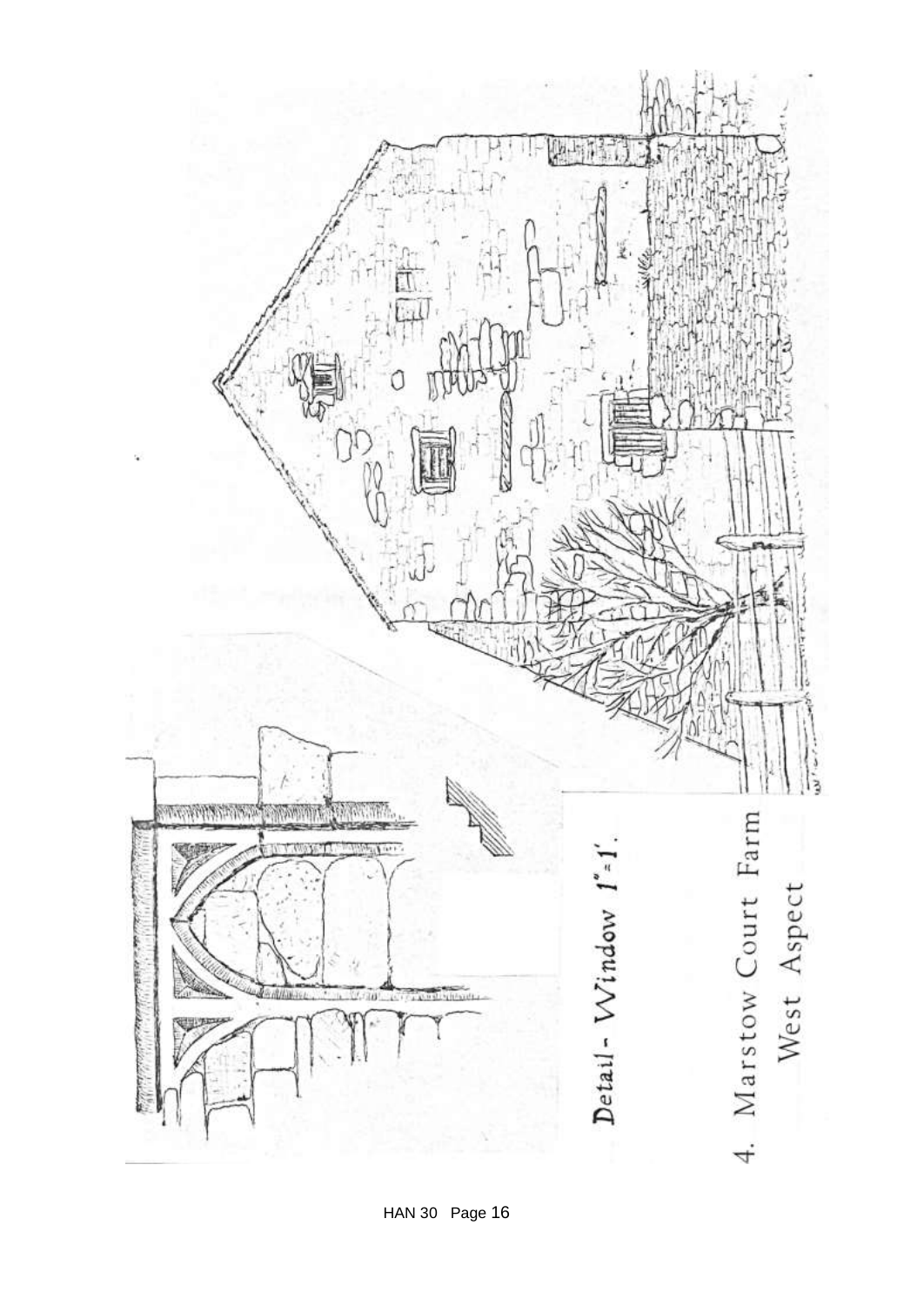Detail - Window 1" = 1'.

4. Marstow Court Farm
West Aspect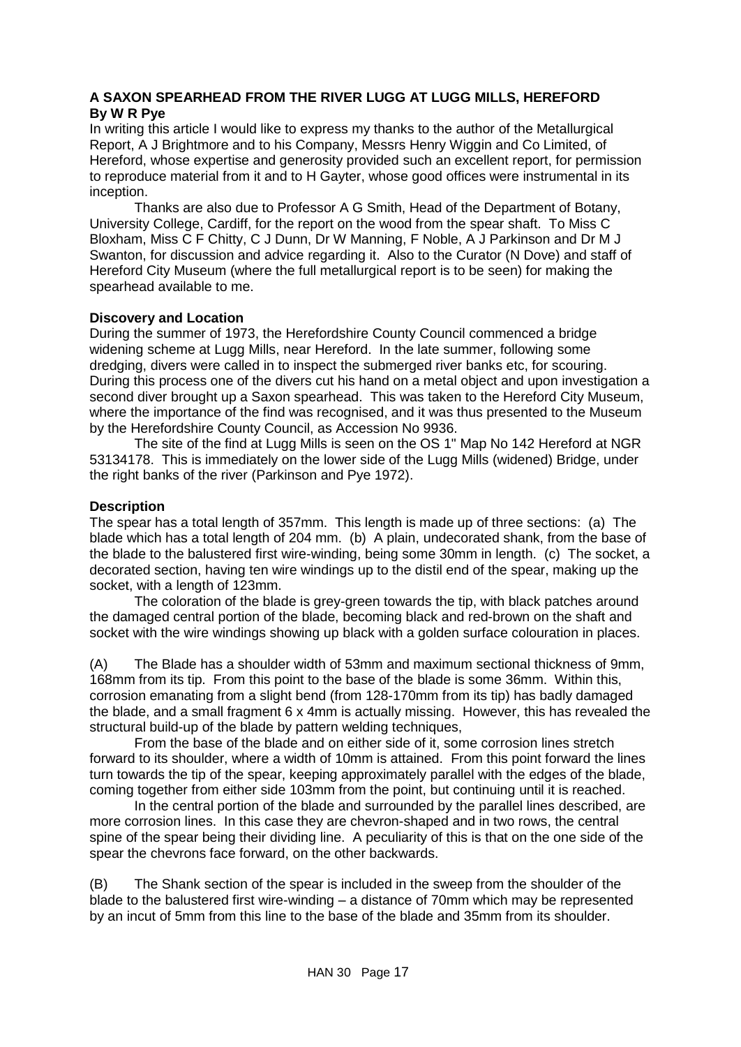## A SAXON SPEARHEAD FROM THE RIVER LUGG AT LUGG MILLS, HEREFORD
**By W R Pye**

In writing this article I would like to express my thanks to the author of the Metallurgical Report, A J Brightmore and to his Company, Messrs Henry Wiggin and Co Limited, of Hereford, whose expertise and generosity provided such an excellent report, for permission to reproduce material from it and to H Gayter, whose good offices were instrumental in its inception.

Thanks are also due to Professor A G Smith, Head of the Department of Botany, University College, Cardiff, for the report on the wood from the spear shaft. To Miss C Bloxham, Miss C F Chitty, C J Dunn, Dr W Manning, F Noble, A J Parkinson and Dr M J Swanton, for discussion and advice regarding it. Also to the Curator (N Dove) and staff of Hereford City Museum (where the full metallurgical report is to be seen) for making the spearhead available to me.

### Discovery and Location

During the summer of 1973, the Herefordshire County Council commenced a bridge widening scheme at Lugg Mills, near Hereford. In the late summer, following some dredging, divers were called in to inspect the submerged river banks etc, for scouring. During this process one of the divers cut his hand on a metal object and upon investigation a second diver brought up a Saxon spearhead. This was taken to the Hereford City Museum, where the importance of the find was recognised, and it was thus presented to the Museum by the Herefordshire County Council, as Accession No 9936.

The site of the find at Lugg Mills is seen on the OS 1" Map No 142 Hereford at NGR 53134178. This is immediately on the lower side of the Lugg Mills (widened) Bridge, under the right banks of the river (Parkinson and Pye 1972).

### Description

The spear has a total length of 357mm. This length is made up of three sections: (a) The blade which has a total length of 204 mm. (b) A plain, undecorated shank, from the base of the blade to the balustered first wire-winding, being some 30mm in length. (c) The socket, a decorated section, having ten wire windings up to the distil end of the spear, making up the socket, with a length of 123mm.

The coloration of the blade is grey-green towards the tip, with black patches around the damaged central portion of the blade, becoming black and red-brown on the shaft and socket with the wire windings showing up black with a golden surface colouration in places.

(A) The Blade has a shoulder width of 53mm and maximum sectional thickness of 9mm, 168mm from its tip. From this point to the base of the blade is some 36mm. Within this, corrosion emanating from a slight bend (from 128-170mm from its tip) has badly damaged the blade, and a small fragment 6 x 4mm is actually missing. However, this has revealed the structural build-up of the blade by pattern welding techniques,

From the base of the blade and on either side of it, some corrosion lines stretch forward to its shoulder, where a width of 10mm is attained. From this point forward the lines turn towards the tip of the spear, keeping approximately parallel with the edges of the blade, coming together from either side 103mm from the point, but continuing until it is reached.

In the central portion of the blade and surrounded by the parallel lines described, are more corrosion lines. In this case they are chevron-shaped and in two rows, the central spine of the spear being their dividing line. A peculiarity of this is that on the one side of the spear the chevrons face forward, on the other backwards.

(B) The Shank section of the spear is included in the sweep from the shoulder of the blade to the balustered first wire-winding – a distance of 70mm which may be represented by an incut of 5mm from this line to the base of the blade and 35mm from its shoulder.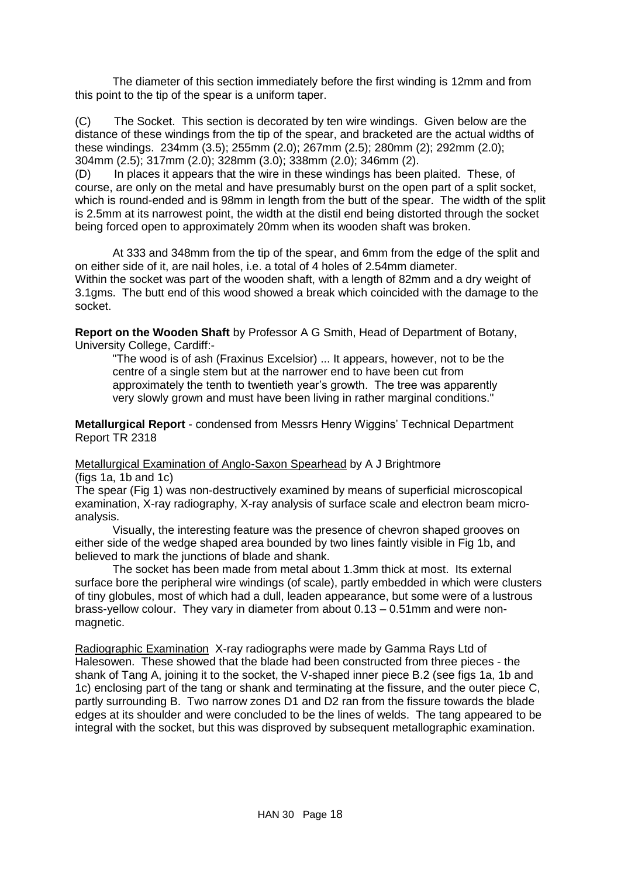The diameter of this section immediately before the first winding is 12mm and from this point to the tip of the spear is a uniform taper.

(C) The Socket. This section is decorated by ten wire windings. Given below are the distance of these windings from the tip of the spear, and bracketed are the actual widths of these windings. 234mm (3.5); 255mm (2.0); 267mm (2.5); 280mm (2); 292mm (2.0); 304mm (2.5); 317mm (2.0); 328mm (3.0); 338mm (2.0); 346mm (2).

(D) In places it appears that the wire in these windings has been plaited. These, of course, are only on the metal and have presumably burst on the open part of a split socket, which is round-ended and is 98mm in length from the butt of the spear. The width of the split is 2.5mm at its narrowest point, the width at the distil end being distorted through the socket being forced open to approximately 20mm when its wooden shaft was broken.

At 333 and 348mm from the tip of the spear, and 6mm from the edge of the split and on either side of it, are nail holes, i.e. a total of 4 holes of 2.54mm diameter. Within the socket was part of the wooden shaft, with a length of 82mm and a dry weight of 3.1gms. The butt end of this wood showed a break which coincided with the damage to the socket.

**Report on the Wooden Shaft** by Professor A G Smith, Head of Department of Botany, University College, Cardiff:-

> "The wood is of ash (Fraxinus Excelsior) ... It appears, however, not to be the centre of a single stem but at the narrower end to have been cut from approximately the tenth to twentieth year's growth. The tree was apparently very slowly grown and must have been living in rather marginal conditions."

**Metallurgical Report** - condensed from Messrs Henry Wiggins' Technical Department Report TR 2318

Metallurgical Examination of Anglo-Saxon Spearhead by A J Brightmore
(figs 1a, 1b and 1c)

The spear (Fig 1) was non-destructively examined by means of superficial microscopical examination, X-ray radiography, X-ray analysis of surface scale and electron beam micro-analysis.

Visually, the interesting feature was the presence of chevron shaped grooves on either side of the wedge shaped area bounded by two lines faintly visible in Fig 1b, and believed to mark the junctions of blade and shank.

The socket has been made from metal about 1.3mm thick at most. Its external surface bore the peripheral wire windings (of scale), partly embedded in which were clusters of tiny globules, most of which had a dull, leaden appearance, but some were of a lustrous brass-yellow colour. They vary in diameter from about 0.13 – 0.51mm and were non-magnetic.

Radiographic Examination X-ray radiographs were made by Gamma Rays Ltd of Halesowen. These showed that the blade had been constructed from three pieces - the shank of Tang A, joining it to the socket, the V-shaped inner piece B.2 (see figs 1a, 1b and 1c) enclosing part of the tang or shank and terminating at the fissure, and the outer piece C, partly surrounding B. Two narrow zones D1 and D2 ran from the fissure towards the blade edges at its shoulder and were concluded to be the lines of welds. The tang appeared to be integral with the socket, but this was disproved by subsequent metallographic examination.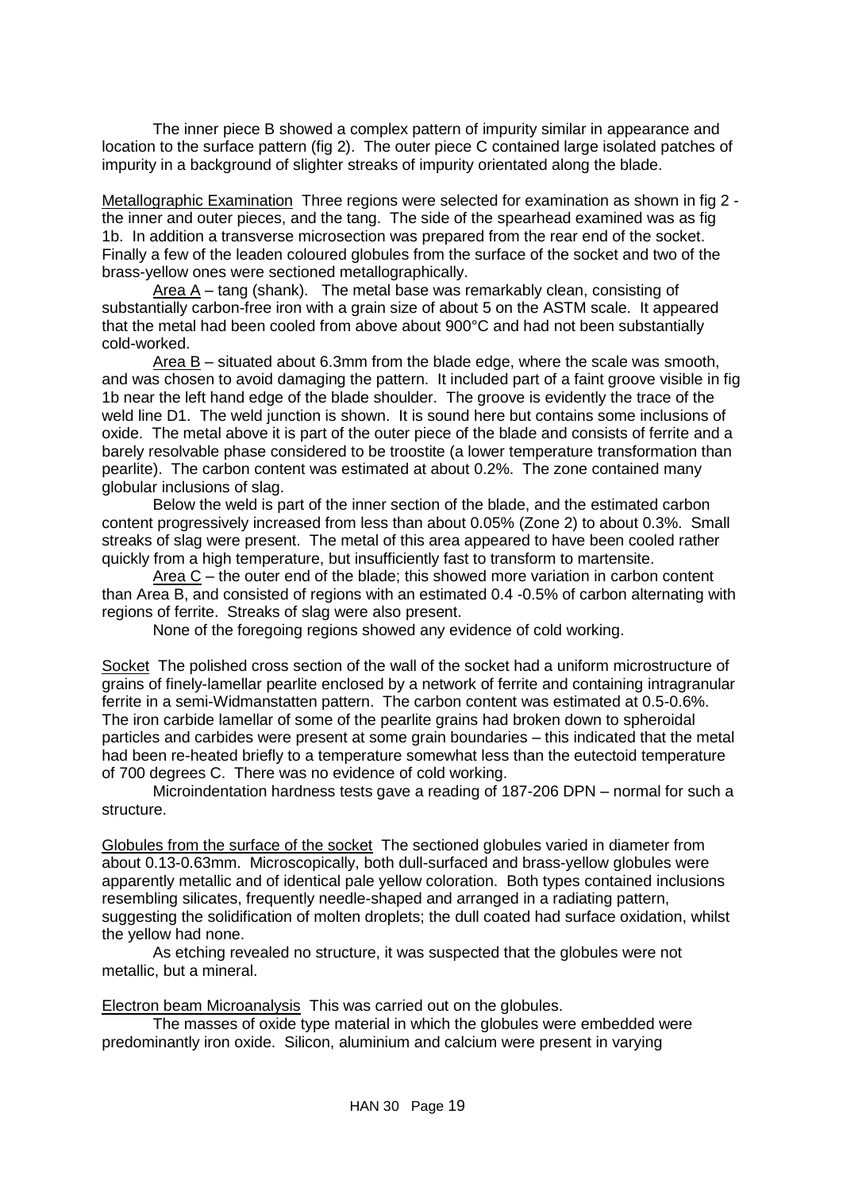The inner piece B showed a complex pattern of impurity similar in appearance and location to the surface pattern (fig 2). The outer piece C contained large isolated patches of impurity in a background of slighter streaks of impurity orientated along the blade.

Metallographic Examination Three regions were selected for examination as shown in fig 2 - the inner and outer pieces, and the tang. The side of the spearhead examined was as fig 1b. In addition a transverse microsection was prepared from the rear end of the socket. Finally a few of the leaden coloured globules from the surface of the socket and two of the brass-yellow ones were sectioned metallographically.

Area A – tang (shank). The metal base was remarkably clean, consisting of substantially carbon-free iron with a grain size of about 5 on the ASTM scale. It appeared that the metal had been cooled from above about 900°C and had not been substantially cold-worked.

Area B – situated about 6.3mm from the blade edge, where the scale was smooth, and was chosen to avoid damaging the pattern. It included part of a faint groove visible in fig 1b near the left hand edge of the blade shoulder. The groove is evidently the trace of the weld line D1. The weld junction is shown. It is sound here but contains some inclusions of oxide. The metal above it is part of the outer piece of the blade and consists of ferrite and a barely resolvable phase considered to be troostite (a lower temperature transformation than pearlite). The carbon content was estimated at about 0.2%. The zone contained many globular inclusions of slag.

Below the weld is part of the inner section of the blade, and the estimated carbon content progressively increased from less than about 0.05% (Zone 2) to about 0.3%. Small streaks of slag were present. The metal of this area appeared to have been cooled rather quickly from a high temperature, but insufficiently fast to transform to martensite.

Area C – the outer end of the blade; this showed more variation in carbon content than Area B, and consisted of regions with an estimated 0.4 -0.5% of carbon alternating with regions of ferrite. Streaks of slag were also present.

None of the foregoing regions showed any evidence of cold working.

Socket The polished cross section of the wall of the socket had a uniform microstructure of grains of finely-lamellar pearlite enclosed by a network of ferrite and containing intragranular ferrite in a semi-Widmanstatten pattern. The carbon content was estimated at 0.5-0.6%. The iron carbide lamellar of some of the pearlite grains had broken down to spheroidal particles and carbides were present at some grain boundaries – this indicated that the metal had been re-heated briefly to a temperature somewhat less than the eutectoid temperature of 700 degrees C. There was no evidence of cold working.

Microindentation hardness tests gave a reading of 187-206 DPN – normal for such a structure.

Globules from the surface of the socket The sectioned globules varied in diameter from about 0.13-0.63mm. Microscopically, both dull-surfaced and brass-yellow globules were apparently metallic and of identical pale yellow coloration. Both types contained inclusions resembling silicates, frequently needle-shaped and arranged in a radiating pattern, suggesting the solidification of molten droplets; the dull coated had surface oxidation, whilst the yellow had none.

As etching revealed no structure, it was suspected that the globules were not metallic, but a mineral.

Electron beam Microanalysis This was carried out on the globules.

The masses of oxide type material in which the globules were embedded were predominantly iron oxide. Silicon, aluminium and calcium were present in varying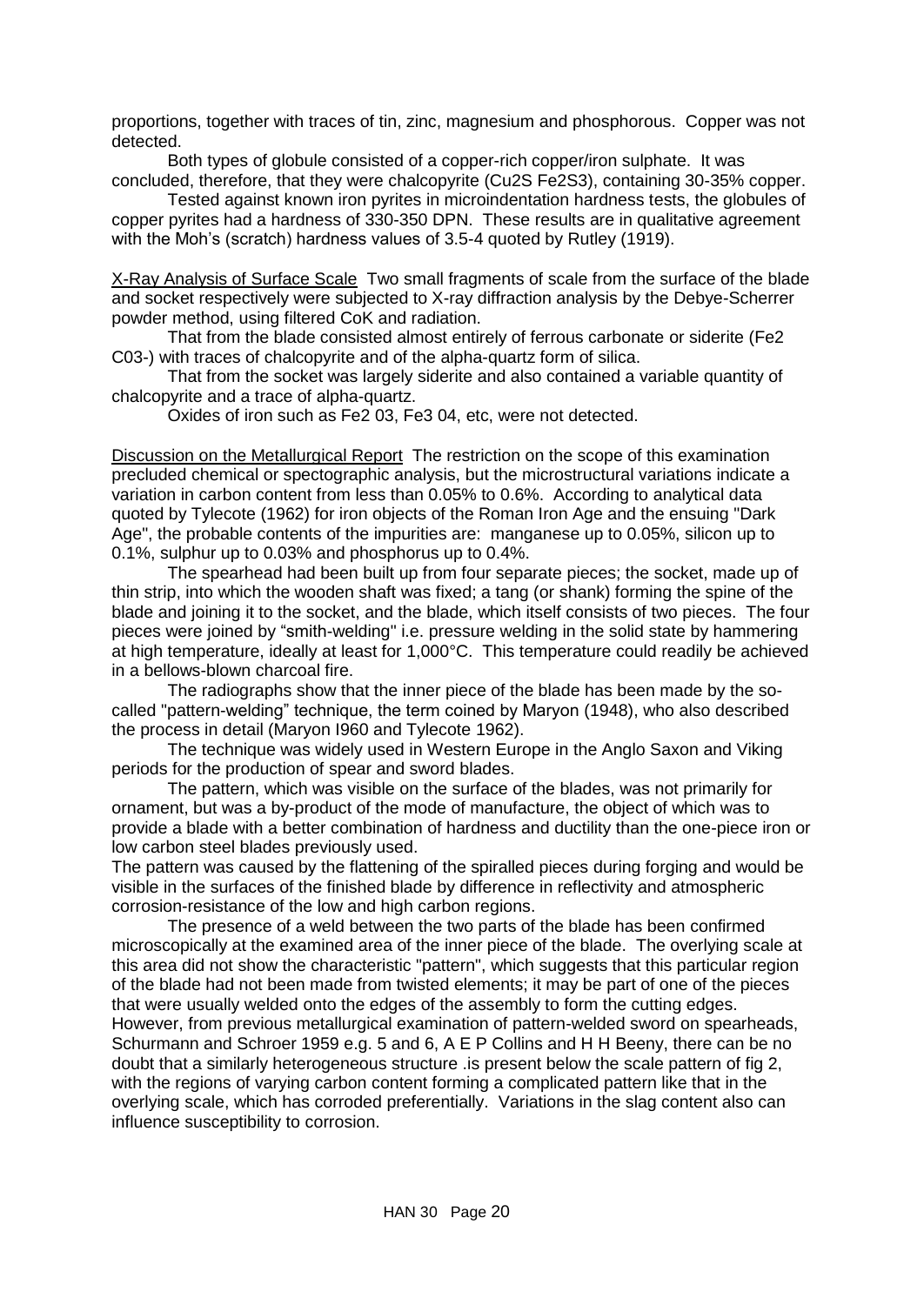proportions, together with traces of tin, zinc, magnesium and phosphorous. Copper was not detected.

Both types of globule consisted of a copper-rich copper/iron sulphate. It was concluded, therefore, that they were chalcopyrite ($Cu_2S$ $Fe_2S_3$), containing 30-35% copper.

Tested against known iron pyrites in microindentation hardness tests, the globules of copper pyrites had a hardness of 330-350 DPN. These results are in qualitative agreement with the Moh's (scratch) hardness values of 3.5-4 quoted by Rutley (1919).

X-Ray Analysis of Surface Scale Two small fragments of scale from the surface of the blade and socket respectively were subjected to X-ray diffraction analysis by the Debye-Scherrer powder method, using filtered CoK and radiation.

That from the blade consisted almost entirely of ferrous carbonate or siderite (Fe2 C03-) with traces of chalcopyrite and of the alpha-quartz form of silica.

That from the socket was largely siderite and also contained a variable quantity of chalcopyrite and a trace of alpha-quartz.

Oxides of iron such as Fe2 03, Fe3 04, etc, were not detected.

Discussion on the Metallurgical Report The restriction on the scope of this examination precluded chemical or spectographic analysis, but the microstructural variations indicate a variation in carbon content from less than 0.05% to 0.6%. According to analytical data quoted by Tylecote (1962) for iron objects of the Roman Iron Age and the ensuing "Dark Age", the probable contents of the impurities are: manganese up to 0.05%, silicon up to 0.1%, sulphur up to 0.03% and phosphorus up to 0.4%.

The spearhead had been built up from four separate pieces; the socket, made up of thin strip, into which the wooden shaft was fixed; a tang (or shank) forming the spine of the blade and joining it to the socket, and the blade, which itself consists of two pieces. The four pieces were joined by "smith-welding" i.e. pressure welding in the solid state by hammering at high temperature, ideally at least for 1,000°C. This temperature could readily be achieved in a bellows-blown charcoal fire.

The radiographs show that the inner piece of the blade has been made by the so-called "pattern-welding" technique, the term coined by Maryon (1948), who also described the process in detail (Maryon I960 and Tylecote 1962).

The technique was widely used in Western Europe in the Anglo Saxon and Viking periods for the production of spear and sword blades.

The pattern, which was visible on the surface of the blades, was not primarily for ornament, but was a by-product of the mode of manufacture, the object of which was to provide a blade with a better combination of hardness and ductility than the one-piece iron or low carbon steel blades previously used.

The pattern was caused by the flattening of the spiralled pieces during forging and would be visible in the surfaces of the finished blade by difference in reflectivity and atmospheric corrosion-resistance of the low and high carbon regions.

The presence of a weld between the two parts of the blade has been confirmed microscopically at the examined area of the inner piece of the blade. The overlying scale at this area did not show the characteristic "pattern", which suggests that this particular region of the blade had not been made from twisted elements; it may be part of one of the pieces that were usually welded onto the edges of the assembly to form the cutting edges. However, from previous metallurgical examination of pattern-welded sword on spearheads, Schurmann and Schroer 1959 e.g. 5 and 6, A E P Collins and H H Beeny, there can be no doubt that a similarly heterogeneous structure .is present below the scale pattern of fig 2, with the regions of varying carbon content forming a complicated pattern like that in the overlying scale, which has corroded preferentially. Variations in the slag content also can influence susceptibility to corrosion.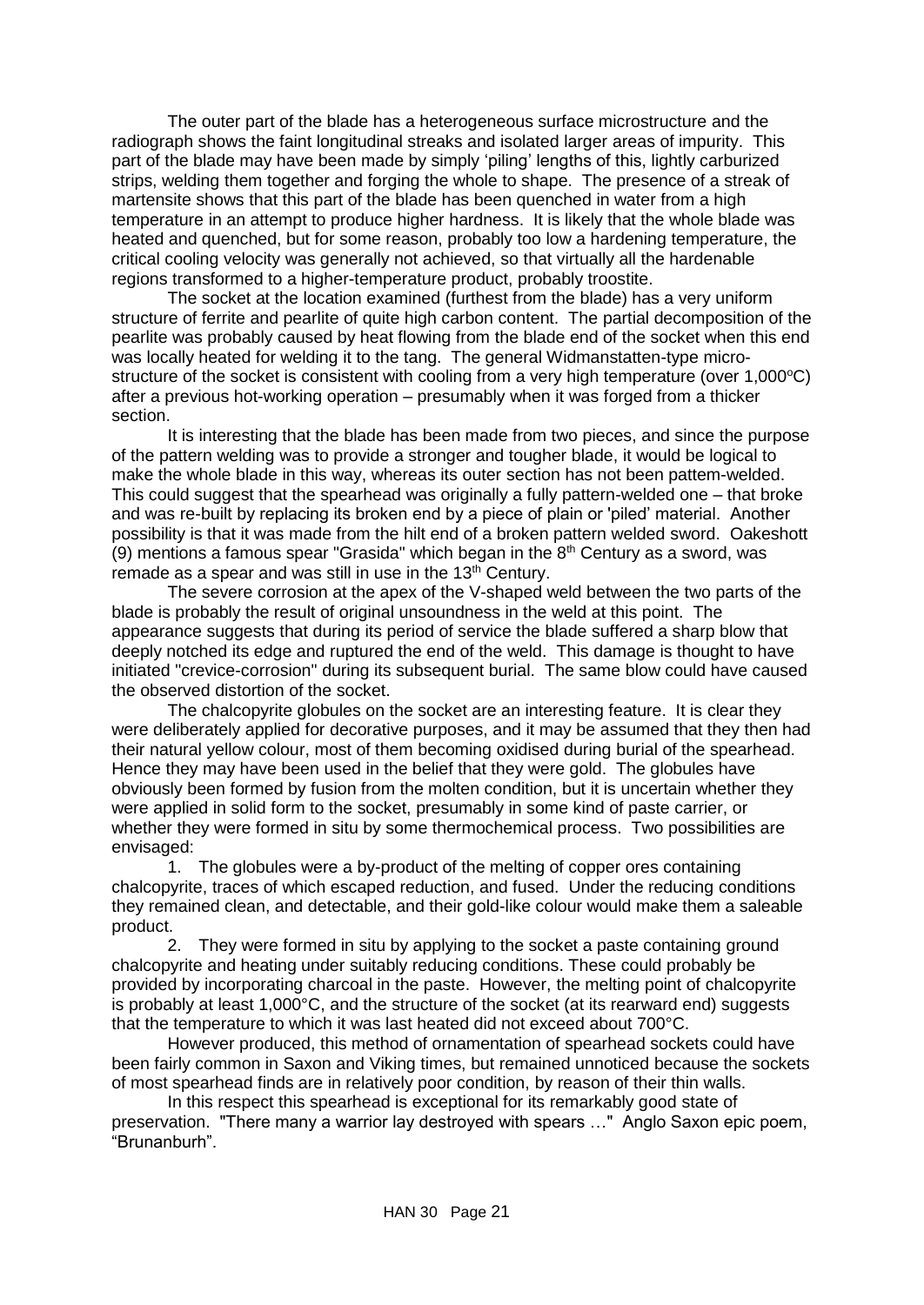The outer part of the blade has a heterogeneous surface microstructure and the radiograph shows the faint longitudinal streaks and isolated larger areas of impurity. This part of the blade may have been made by simply 'piling' lengths of this, lightly carburized strips, welding them together and forging the whole to shape. The presence of a streak of martensite shows that this part of the blade has been quenched in water from a high temperature in an attempt to produce higher hardness. It is likely that the whole blade was heated and quenched, but for some reason, probably too low a hardening temperature, the critical cooling velocity was generally not achieved, so that virtually all the hardenable regions transformed to a higher-temperature product, probably troostite.

The socket at the location examined (furthest from the blade) has a very uniform structure of ferrite and pearlite of quite high carbon content. The partial decomposition of the pearlite was probably caused by heat flowing from the blade end of the socket when this end was locally heated for welding it to the tang. The general Widmanstatten-type micro-structure of the socket is consistent with cooling from a very high temperature (over 1,000°C) after a previous hot-working operation – presumably when it was forged from a thicker section.

It is interesting that the blade has been made from two pieces, and since the purpose of the pattern welding was to provide a stronger and tougher blade, it would be logical to make the whole blade in this way, whereas its outer section has not been pattem-welded. This could suggest that the spearhead was originally a fully pattern-welded one – that broke and was re-built by replacing its broken end by a piece of plain or 'piled' material. Another possibility is that it was made from the hilt end of a broken pattern welded sword. Oakeshott (9) mentions a famous spear "Grasida" which began in the 8th Century as a sword, was remade as a spear and was still in use in the 13th Century.

The severe corrosion at the apex of the V-shaped weld between the two parts of the blade is probably the result of original unsoundness in the weld at this point. The appearance suggests that during its period of service the blade suffered a sharp blow that deeply notched its edge and ruptured the end of the weld. This damage is thought to have initiated "crevice-corrosion" during its subsequent burial. The same blow could have caused the observed distortion of the socket.

The chalcopyrite globules on the socket are an interesting feature. It is clear they were deliberately applied for decorative purposes, and it may be assumed that they then had their natural yellow colour, most of them becoming oxidised during burial of the spearhead. Hence they may have been used in the belief that they were gold. The globules have obviously been formed by fusion from the molten condition, but it is uncertain whether they were applied in solid form to the socket, presumably in some kind of paste carrier, or whether they were formed in situ by some thermochemical process. Two possibilities are envisaged:

1. The globules were a by-product of the melting of copper ores containing chalcopyrite, traces of which escaped reduction, and fused. Under the reducing conditions they remained clean, and detectable, and their gold-like colour would make them a saleable product.

2. They were formed in situ by applying to the socket a paste containing ground chalcopyrite and heating under suitably reducing conditions. These could probably be provided by incorporating charcoal in the paste. However, the melting point of chalcopyrite is probably at least 1,000°C, and the structure of the socket (at its rearward end) suggests that the temperature to which it was last heated did not exceed about 700°C.

However produced, this method of ornamentation of spearhead sockets could have been fairly common in Saxon and Viking times, but remained unnoticed because the sockets of most spearhead finds are in relatively poor condition, by reason of their thin walls.

In this respect this spearhead is exceptional for its remarkably good state of preservation. "There many a warrior lay destroyed with spears …" Anglo Saxon epic poem, "Brunanburh".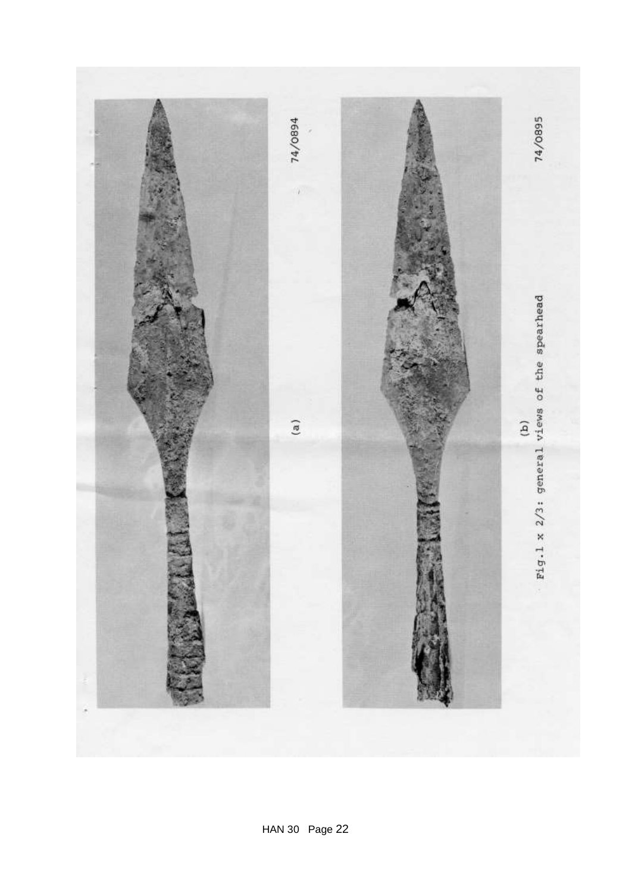74/0894

(a)

74/0895

(b)

Fig.1 x 2/3: general views of the spearhead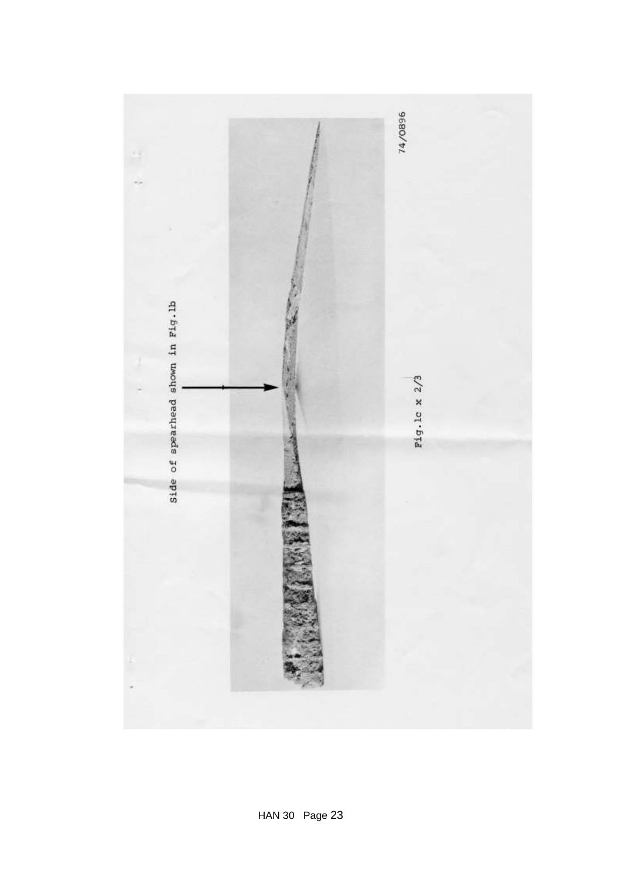Side of spearhead shown in Fig.1b

74/0896

Fig.1c x 2/3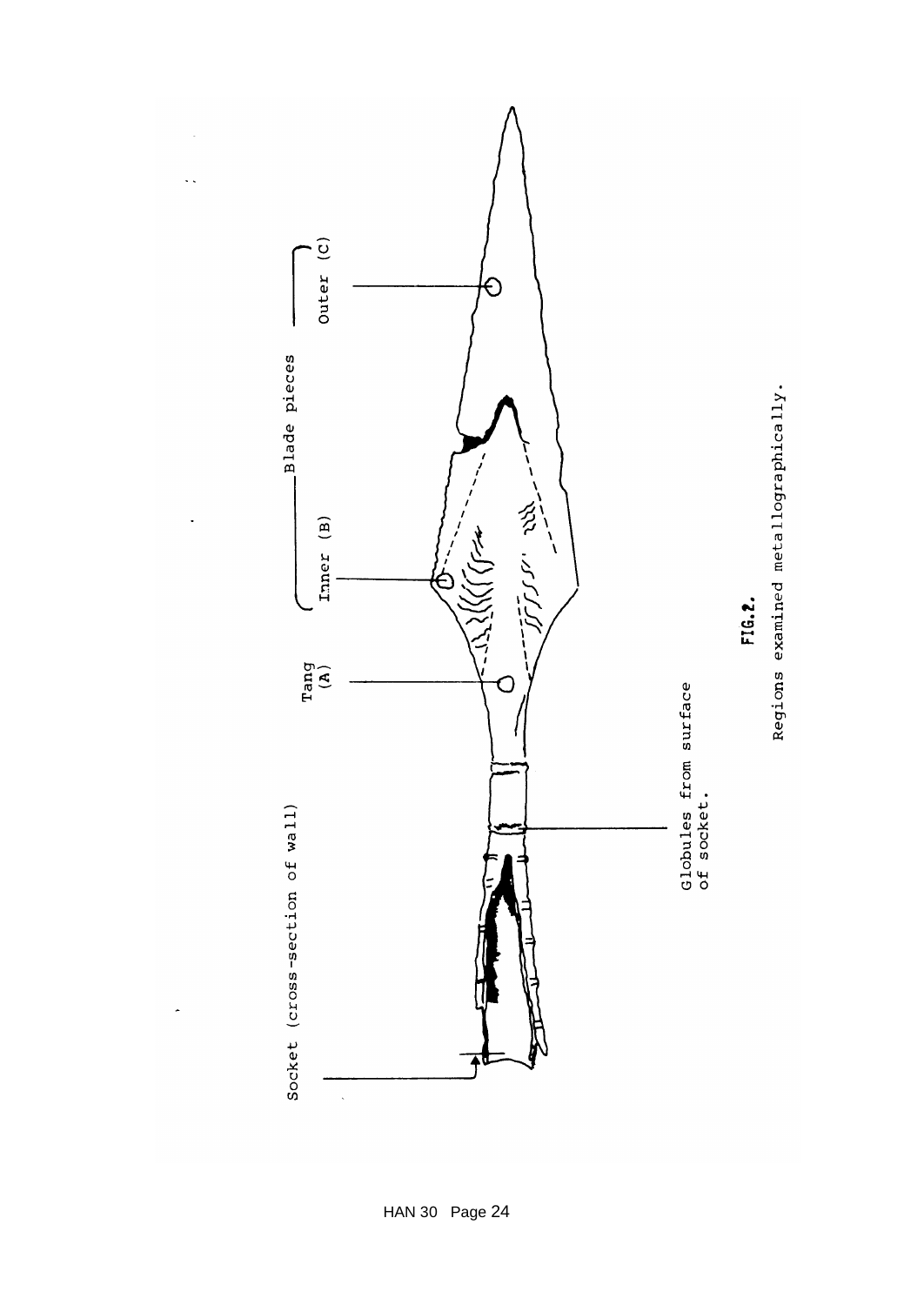Socket (cross-section of wall)

Tang (A)

Inner (B)

Blade pieces

Outer (C)

Globules from surface of socket.

**FIG.2.**

Regions examined metallographically.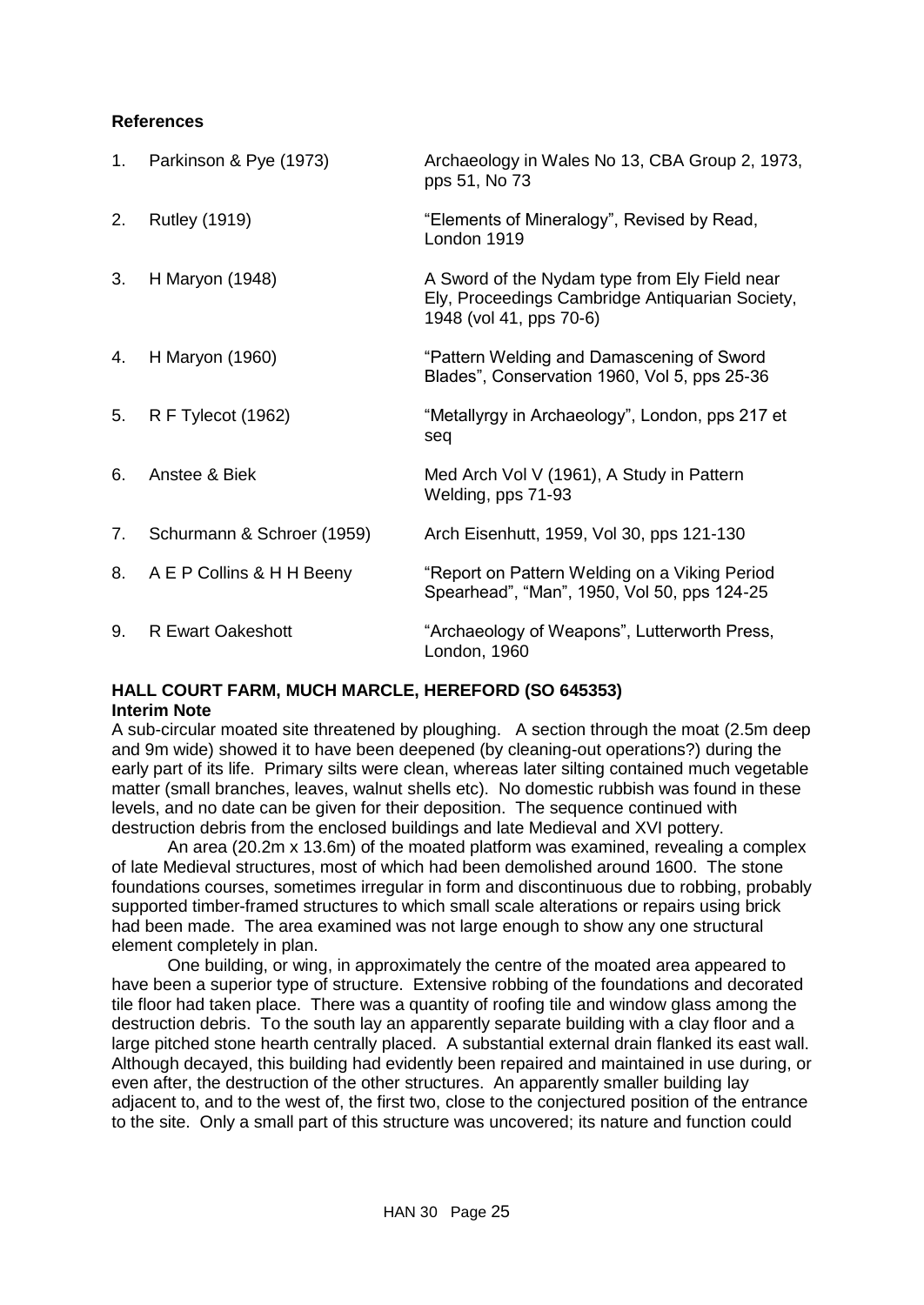### References

1. Parkinson & Pye (1973) — Archaeology in Wales No 13, CBA Group 2, 1973, pps 51, No 73
2. Rutley (1919) — "Elements of Mineralogy", Revised by Read, London 1919
3. H Maryon (1948) — A Sword of the Nydam type from Ely Field near Ely, Proceedings Cambridge Antiquarian Society, 1948 (vol 41, pps 70-6)
4. H Maryon (1960) — "Pattern Welding and Damascening of Sword Blades", Conservation 1960, Vol 5, pps 25-36
5. R F Tylecot (1962) — "Metallyrgy in Archaeology", London, pps 217 et seq
6. Anstee & Biek — Med Arch Vol V (1961), A Study in Pattern Welding, pps 71-93
7. Schurmann & Schroer (1959) — Arch Eisenhutt, 1959, Vol 30, pps 121-130
8. A E P Collins & H H Beeny — "Report on Pattern Welding on a Viking Period Spearhead", "Man", 1950, Vol 50, pps 124-25
9. R Ewart Oakeshott — "Archaeology of Weapons", Lutterworth Press, London, 1960

## HALL COURT FARM, MUCH MARCLE, HEREFORD (SO 645353)

**Interim Note**

A sub-circular moated site threatened by ploughing. A section through the moat (2.5m deep and 9m wide) showed it to have been deepened (by cleaning-out operations?) during the early part of its life. Primary silts were clean, whereas later silting contained much vegetable matter (small branches, leaves, walnut shells etc). No domestic rubbish was found in these levels, and no date can be given for their deposition. The sequence continued with destruction debris from the enclosed buildings and late Medieval and XVI pottery.

An area (20.2m x 13.6m) of the moated platform was examined, revealing a complex of late Medieval structures, most of which had been demolished around 1600. The stone foundations courses, sometimes irregular in form and discontinuous due to robbing, probably supported timber-framed structures to which small scale alterations or repairs using brick had been made. The area examined was not large enough to show any one structural element completely in plan.

One building, or wing, in approximately the centre of the moated area appeared to have been a superior type of structure. Extensive robbing of the foundations and decorated tile floor had taken place. There was a quantity of roofing tile and window glass among the destruction debris. To the south lay an apparently separate building with a clay floor and a large pitched stone hearth centrally placed. A substantial external drain flanked its east wall. Although decayed, this building had evidently been repaired and maintained in use during, or even after, the destruction of the other structures. An apparently smaller building lay adjacent to, and to the west of, the first two, close to the conjectured position of the entrance to the site. Only a small part of this structure was uncovered; its nature and function could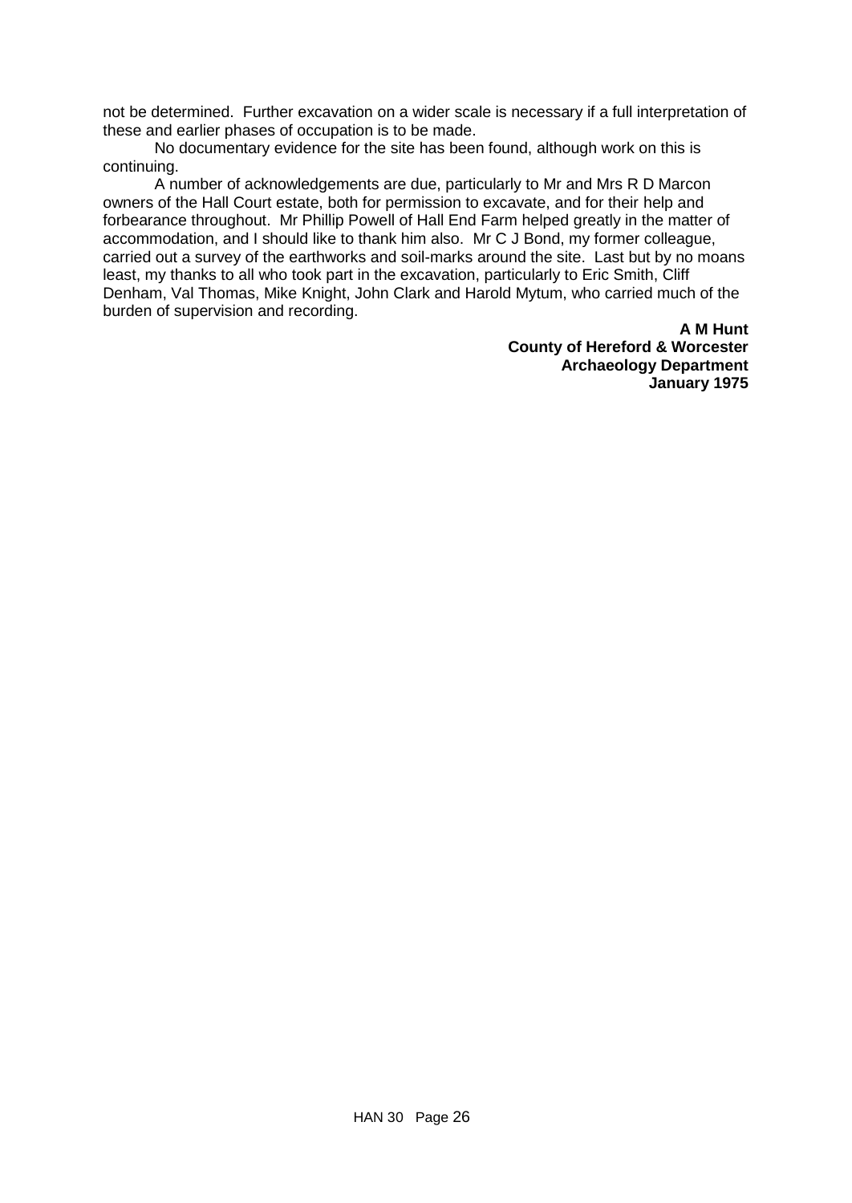not be determined. Further excavation on a wider scale is necessary if a full interpretation of these and earlier phases of occupation is to be made.

No documentary evidence for the site has been found, although work on this is continuing.

A number of acknowledgements are due, particularly to Mr and Mrs R D Marcon owners of the Hall Court estate, both for permission to excavate, and for their help and forbearance throughout. Mr Phillip Powell of Hall End Farm helped greatly in the matter of accommodation, and I should like to thank him also. Mr C J Bond, my former colleague, carried out a survey of the earthworks and soil-marks around the site. Last but by no moans least, my thanks to all who took part in the excavation, particularly to Eric Smith, Cliff Denham, Val Thomas, Mike Knight, John Clark and Harold Mytum, who carried much of the burden of supervision and recording.

**A M Hunt**
**County of Hereford & Worcester**
**Archaeology Department**
**January 1975**